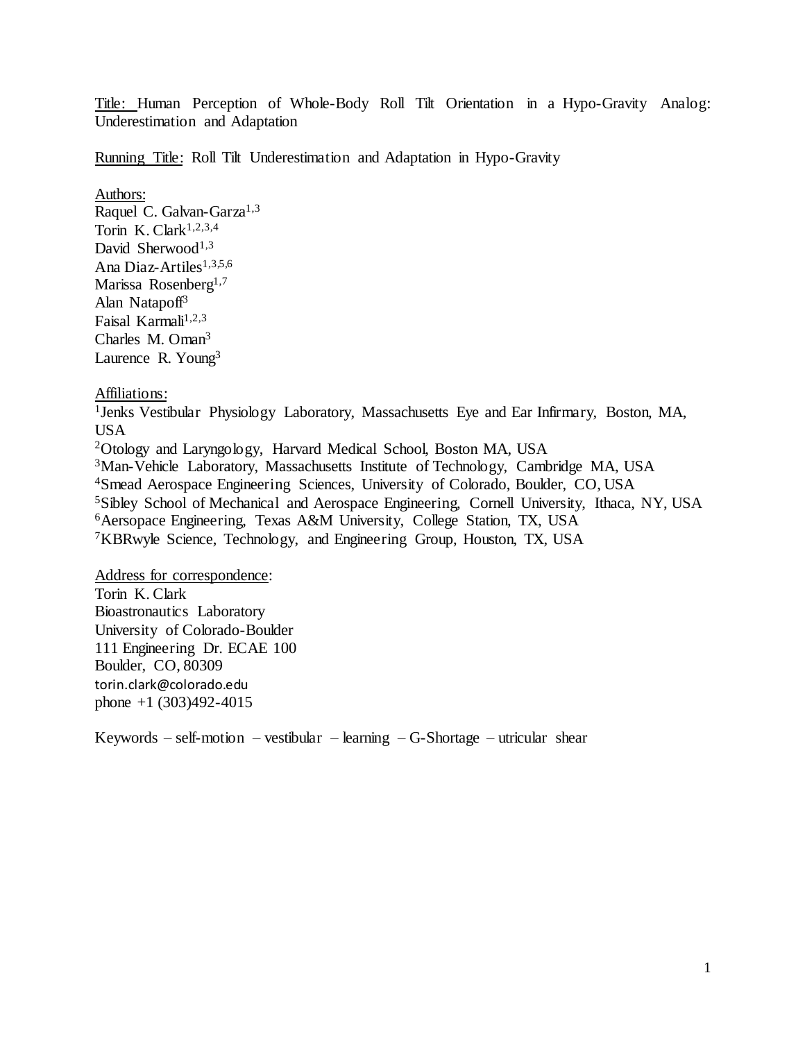Title: Human Perception of Whole-Body Roll Tilt Orientation in a Hypo-Gravity Analog: Underestimation and Adaptation

Running Title: Roll Tilt Underestimation and Adaptation in Hypo-Gravity

Authors:
Raquel C. Galvan-Garza[1,3]
Torin K. Clark[1,2,3,4]
David Sherwood[1,3]
Ana Diaz-Artiles[1,3,5,6]
Marissa Rosenberg[1,7]
Alan Natapoff[3]
Faisal Karmali[1,2,3]
Charles M. Oman[3]
Laurence R. Young[3]

Affiliations:
[1]Jenks Vestibular Physiology Laboratory, Massachusetts Eye and Ear Infirmary, Boston, MA, USA
[2]Otology and Laryngology, Harvard Medical School, Boston MA, USA
[3]Man-Vehicle Laboratory, Massachusetts Institute of Technology, Cambridge MA, USA
[4]Smead Aerospace Engineering Sciences, University of Colorado, Boulder, CO, USA
[5]Sibley School of Mechanical and Aerospace Engineering, Cornell University, Ithaca, NY, USA
[6]Aersopace Engineering, Texas A&M University, College Station, TX, USA
[7]KBRwyle Science, Technology, and Engineering Group, Houston, TX, USA

Address for correspondence:
Torin K. Clark
Bioastronautics Laboratory
University of Colorado-Boulder
111 Engineering Dr. ECAE 100
Boulder, CO, 80309
torin.clark@colorado.edu
phone +1 (303)492-4015

Keywords – self-motion – vestibular – learning – G-Shortage – utricular shear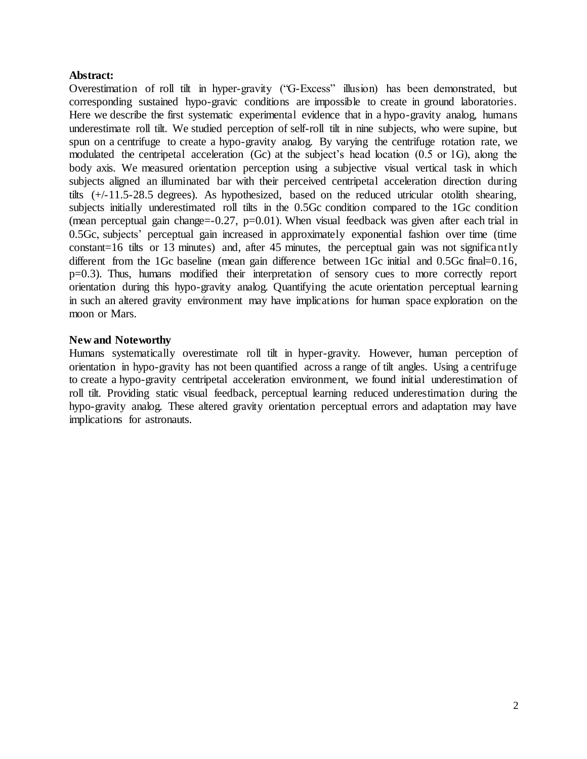**Abstract:**

Overestimation of roll tilt in hyper-gravity ("G-Excess" illusion) has been demonstrated, but corresponding sustained hypo-gravic conditions are impossible to create in ground laboratories. Here we describe the first systematic experimental evidence that in a hypo-gravity analog, humans underestimate roll tilt. We studied perception of self-roll tilt in nine subjects, who were supine, but spun on a centrifuge to create a hypo-gravity analog. By varying the centrifuge rotation rate, we modulated the centripetal acceleration (Gc) at the subject's head location (0.5 or 1G), along the body axis. We measured orientation perception using a subjective visual vertical task in which subjects aligned an illuminated bar with their perceived centripetal acceleration direction during tilts (+/-11.5-28.5 degrees). As hypothesized, based on the reduced utricular otolith shearing, subjects initially underestimated roll tilts in the 0.5Gc condition compared to the 1Gc condition (mean perceptual gain change=-0.27, p=0.01). When visual feedback was given after each trial in 0.5Gc, subjects' perceptual gain increased in approximately exponential fashion over time (time constant=16 tilts or 13 minutes) and, after 45 minutes, the perceptual gain was not significantly different from the 1Gc baseline (mean gain difference between 1Gc initial and 0.5Gc final=0.16, p=0.3). Thus, humans modified their interpretation of sensory cues to more correctly report orientation during this hypo-gravity analog. Quantifying the acute orientation perceptual learning in such an altered gravity environment may have implications for human space exploration on the moon or Mars.

**New and Noteworthy**

Humans systematically overestimate roll tilt in hyper-gravity. However, human perception of orientation in hypo-gravity has not been quantified across a range of tilt angles. Using a centrifuge to create a hypo-gravity centripetal acceleration environment, we found initial underestimation of roll tilt. Providing static visual feedback, perceptual learning reduced underestimation during the hypo-gravity analog. These altered gravity orientation perceptual errors and adaptation may have implications for astronauts.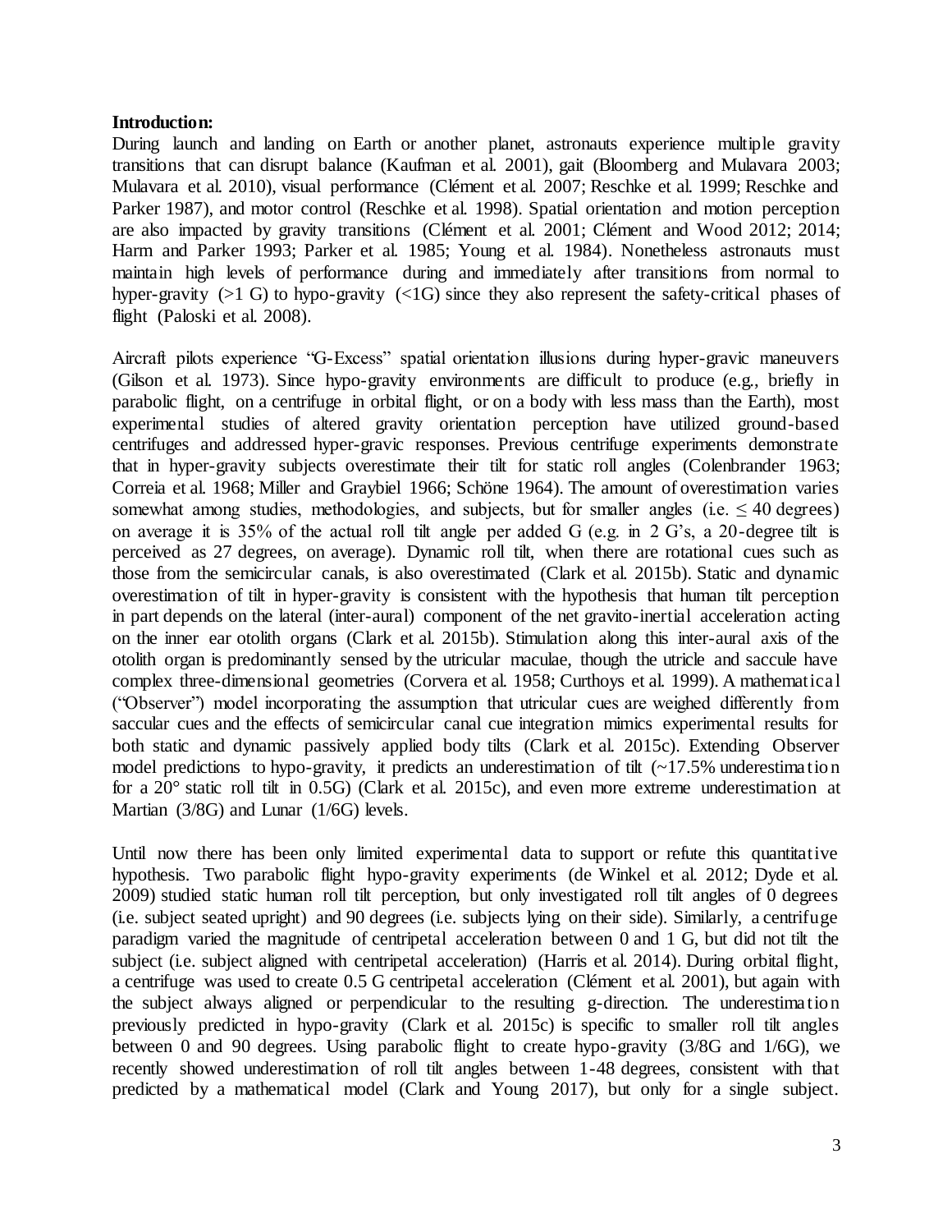**Introduction:**

During launch and landing on Earth or another planet, astronauts experience multiple gravity transitions that can disrupt balance (Kaufman et al. 2001), gait (Bloomberg and Mulavara 2003; Mulavara et al. 2010), visual performance (Clément et al. 2007; Reschke et al. 1999; Reschke and Parker 1987), and motor control (Reschke et al. 1998). Spatial orientation and motion perception are also impacted by gravity transitions (Clément et al. 2001; Clément and Wood 2012; 2014; Harm and Parker 1993; Parker et al. 1985; Young et al. 1984). Nonetheless astronauts must maintain high levels of performance during and immediately after transitions from normal to hyper-gravity (>1 G) to hypo-gravity (<1G) since they also represent the safety-critical phases of flight (Paloski et al. 2008).

Aircraft pilots experience "G-Excess" spatial orientation illusions during hyper-gravic maneuvers (Gilson et al. 1973). Since hypo-gravity environments are difficult to produce (e.g., briefly in parabolic flight, on a centrifuge in orbital flight, or on a body with less mass than the Earth), most experimental studies of altered gravity orientation perception have utilized ground-based centrifuges and addressed hyper-gravic responses. Previous centrifuge experiments demonstrate that in hyper-gravity subjects overestimate their tilt for static roll angles (Colenbrander 1963; Correia et al. 1968; Miller and Graybiel 1966; Schöne 1964). The amount of overestimation varies somewhat among studies, methodologies, and subjects, but for smaller angles (i.e. ≤ 40 degrees) on average it is 35% of the actual roll tilt angle per added G (e.g. in 2 G's, a 20-degree tilt is perceived as 27 degrees, on average). Dynamic roll tilt, when there are rotational cues such as those from the semicircular canals, is also overestimated (Clark et al. 2015b). Static and dynamic overestimation of tilt in hyper-gravity is consistent with the hypothesis that human tilt perception in part depends on the lateral (inter-aural) component of the net gravito-inertial acceleration acting on the inner ear otolith organs (Clark et al. 2015b). Stimulation along this inter-aural axis of the otolith organ is predominantly sensed by the utricular maculae, though the utricle and saccule have complex three-dimensional geometries (Corvera et al. 1958; Curthoys et al. 1999). A mathematical ("Observer") model incorporating the assumption that utricular cues are weighed differently from saccular cues and the effects of semicircular canal cue integration mimics experimental results for both static and dynamic passively applied body tilts (Clark et al. 2015c). Extending Observer model predictions to hypo-gravity, it predicts an underestimation of tilt (~17.5% underestimation for a 20° static roll tilt in 0.5G) (Clark et al. 2015c), and even more extreme underestimation at Martian (3/8G) and Lunar (1/6G) levels.

Until now there has been only limited experimental data to support or refute this quantitative hypothesis. Two parabolic flight hypo-gravity experiments (de Winkel et al. 2012; Dyde et al. 2009) studied static human roll tilt perception, but only investigated roll tilt angles of 0 degrees (i.e. subject seated upright) and 90 degrees (i.e. subjects lying on their side). Similarly, a centrifuge paradigm varied the magnitude of centripetal acceleration between 0 and 1 G, but did not tilt the subject (i.e. subject aligned with centripetal acceleration) (Harris et al. 2014). During orbital flight, a centrifuge was used to create 0.5 G centripetal acceleration (Clément et al. 2001), but again with the subject always aligned or perpendicular to the resulting g-direction. The underestimation previously predicted in hypo-gravity (Clark et al. 2015c) is specific to smaller roll tilt angles between 0 and 90 degrees. Using parabolic flight to create hypo-gravity (3/8G and 1/6G), we recently showed underestimation of roll tilt angles between 1-48 degrees, consistent with that predicted by a mathematical model (Clark and Young 2017), but only for a single subject.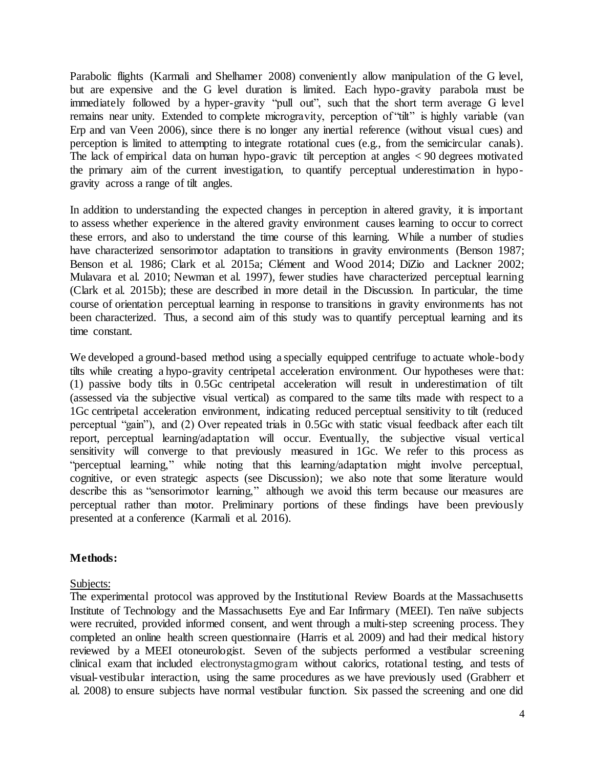Parabolic flights (Karmali and Shelhamer 2008) conveniently allow manipulation of the G level, but are expensive and the G level duration is limited. Each hypo-gravity parabola must be immediately followed by a hyper-gravity "pull out", such that the short term average G level remains near unity. Extended to complete microgravity, perception of "tilt" is highly variable (van Erp and van Veen 2006), since there is no longer any inertial reference (without visual cues) and perception is limited to attempting to integrate rotational cues (e.g., from the semicircular canals). The lack of empirical data on human hypo-gravic tilt perception at angles < 90 degrees motivated the primary aim of the current investigation, to quantify perceptual underestimation in hypo-gravity across a range of tilt angles.

In addition to understanding the expected changes in perception in altered gravity, it is important to assess whether experience in the altered gravity environment causes learning to occur to correct these errors, and also to understand the time course of this learning. While a number of studies have characterized sensorimotor adaptation to transitions in gravity environments (Benson 1987; Benson et al. 1986; Clark et al. 2015a; Clément and Wood 2014; DiZio and Lackner 2002; Mulavara et al. 2010; Newman et al. 1997), fewer studies have characterized perceptual learning (Clark et al. 2015b); these are described in more detail in the Discussion. In particular, the time course of orientation perceptual learning in response to transitions in gravity environments has not been characterized. Thus, a second aim of this study was to quantify perceptual learning and its time constant.

We developed a ground-based method using a specially equipped centrifuge to actuate whole-body tilts while creating a hypo-gravity centripetal acceleration environment. Our hypotheses were that: (1) passive body tilts in 0.5Gc centripetal acceleration will result in underestimation of tilt (assessed via the subjective visual vertical) as compared to the same tilts made with respect to a 1Gc centripetal acceleration environment, indicating reduced perceptual sensitivity to tilt (reduced perceptual "gain"), and (2) Over repeated trials in 0.5Gc with static visual feedback after each tilt report, perceptual learning/adaptation will occur. Eventually, the subjective visual vertical sensitivity will converge to that previously measured in 1Gc. We refer to this process as "perceptual learning," while noting that this learning/adaptation might involve perceptual, cognitive, or even strategic aspects (see Discussion); we also note that some literature would describe this as "sensorimotor learning," although we avoid this term because our measures are perceptual rather than motor. Preliminary portions of these findings have been previously presented at a conference (Karmali et al. 2016).

## Methods:

Subjects:

The experimental protocol was approved by the Institutional Review Boards at the Massachusetts Institute of Technology and the Massachusetts Eye and Ear Infirmary (MEEI). Ten naïve subjects were recruited, provided informed consent, and went through a multi-step screening process. They completed an online health screen questionnaire (Harris et al. 2009) and had their medical history reviewed by a MEEI otoneurologist. Seven of the subjects performed a vestibular screening clinical exam that included electronystagmogram without calorics, rotational testing, and tests of visual-vestibular interaction, using the same procedures as we have previously used (Grabherr et al. 2008) to ensure subjects have normal vestibular function. Six passed the screening and one did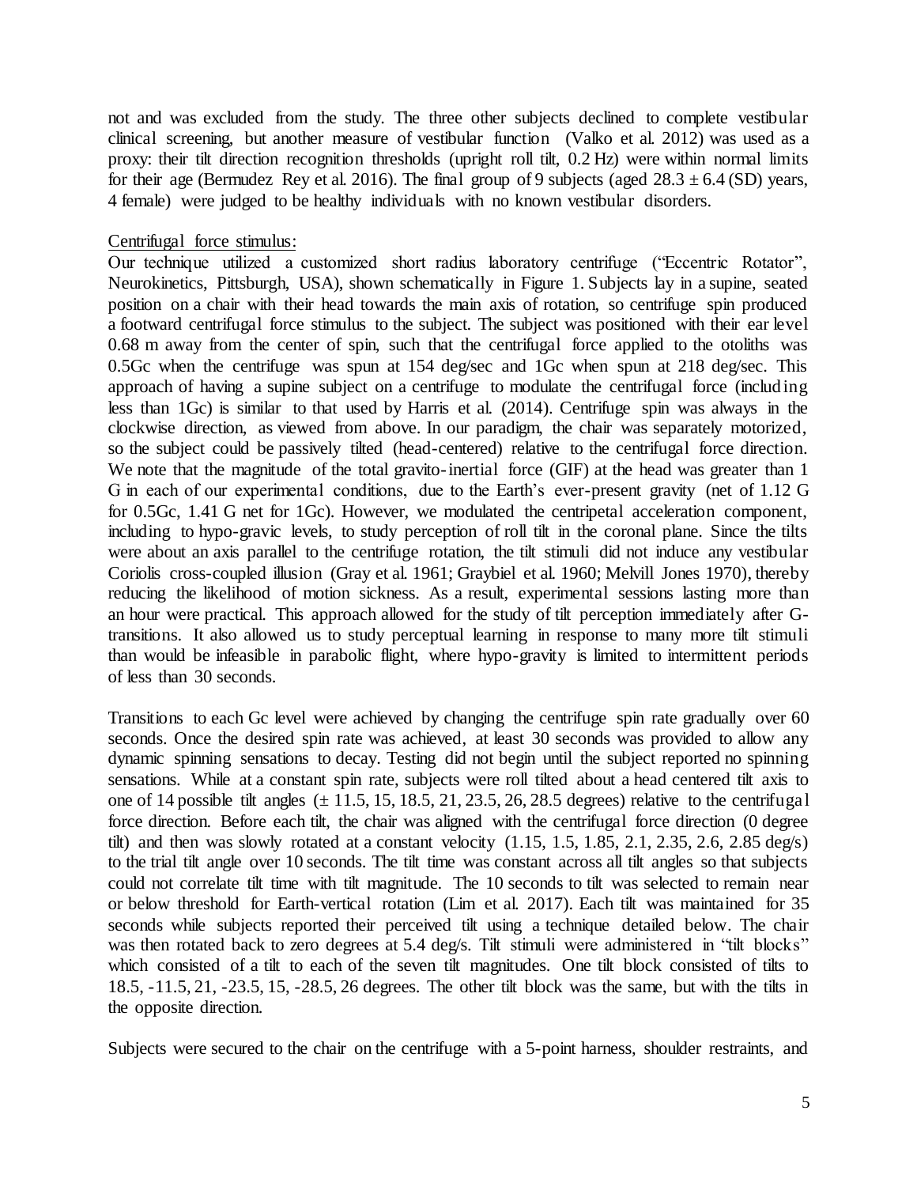not and was excluded from the study. The three other subjects declined to complete vestibular clinical screening, but another measure of vestibular function (Valko et al. 2012) was used as a proxy: their tilt direction recognition thresholds (upright roll tilt, 0.2 Hz) were within normal limits for their age (Bermudez Rey et al. 2016). The final group of 9 subjects (aged $28.3 \pm 6.4$ (SD) years, 4 female) were judged to be healthy individuals with no known vestibular disorders.

Centrifugal force stimulus:

Our technique utilized a customized short radius laboratory centrifuge ("Eccentric Rotator", Neurokinetics, Pittsburgh, USA), shown schematically in Figure 1. Subjects lay in a supine, seated position on a chair with their head towards the main axis of rotation, so centrifuge spin produced a footward centrifugal force stimulus to the subject. The subject was positioned with their ear level 0.68 m away from the center of spin, such that the centrifugal force applied to the otoliths was 0.5Gc when the centrifuge was spun at 154 deg/sec and 1Gc when spun at 218 deg/sec. This approach of having a supine subject on a centrifuge to modulate the centrifugal force (including less than 1Gc) is similar to that used by Harris et al. (2014). Centrifuge spin was always in the clockwise direction, as viewed from above. In our paradigm, the chair was separately motorized, so the subject could be passively tilted (head-centered) relative to the centrifugal force direction. We note that the magnitude of the total gravito-inertial force (GIF) at the head was greater than 1 G in each of our experimental conditions, due to the Earth's ever-present gravity (net of 1.12 G for 0.5Gc, 1.41 G net for 1Gc). However, we modulated the centripetal acceleration component, including to hypo-gravic levels, to study perception of roll tilt in the coronal plane. Since the tilts were about an axis parallel to the centrifuge rotation, the tilt stimuli did not induce any vestibular Coriolis cross-coupled illusion (Gray et al. 1961; Graybiel et al. 1960; Melvill Jones 1970), thereby reducing the likelihood of motion sickness. As a result, experimental sessions lasting more than an hour were practical. This approach allowed for the study of tilt perception immediately after G-transitions. It also allowed us to study perceptual learning in response to many more tilt stimuli than would be infeasible in parabolic flight, where hypo-gravity is limited to intermittent periods of less than 30 seconds.

Transitions to each Gc level were achieved by changing the centrifuge spin rate gradually over 60 seconds. Once the desired spin rate was achieved, at least 30 seconds was provided to allow any dynamic spinning sensations to decay. Testing did not begin until the subject reported no spinning sensations. While at a constant spin rate, subjects were roll tilted about a head centered tilt axis to one of 14 possible tilt angles ($\pm$ 11.5, 15, 18.5, 21, 23.5, 26, 28.5 degrees) relative to the centrifugal force direction. Before each tilt, the chair was aligned with the centrifugal force direction (0 degree tilt) and then was slowly rotated at a constant velocity (1.15, 1.5, 1.85, 2.1, 2.35, 2.6, 2.85 deg/s) to the trial tilt angle over 10 seconds. The tilt time was constant across all tilt angles so that subjects could not correlate tilt time with tilt magnitude. The 10 seconds to tilt was selected to remain near or below threshold for Earth-vertical rotation (Lim et al. 2017). Each tilt was maintained for 35 seconds while subjects reported their perceived tilt using a technique detailed below. The chair was then rotated back to zero degrees at 5.4 deg/s. Tilt stimuli were administered in "tilt blocks" which consisted of a tilt to each of the seven tilt magnitudes. One tilt block consisted of tilts to 18.5, -11.5, 21, -23.5, 15, -28.5, 26 degrees. The other tilt block was the same, but with the tilts in the opposite direction.

Subjects were secured to the chair on the centrifuge with a 5-point harness, shoulder restraints, and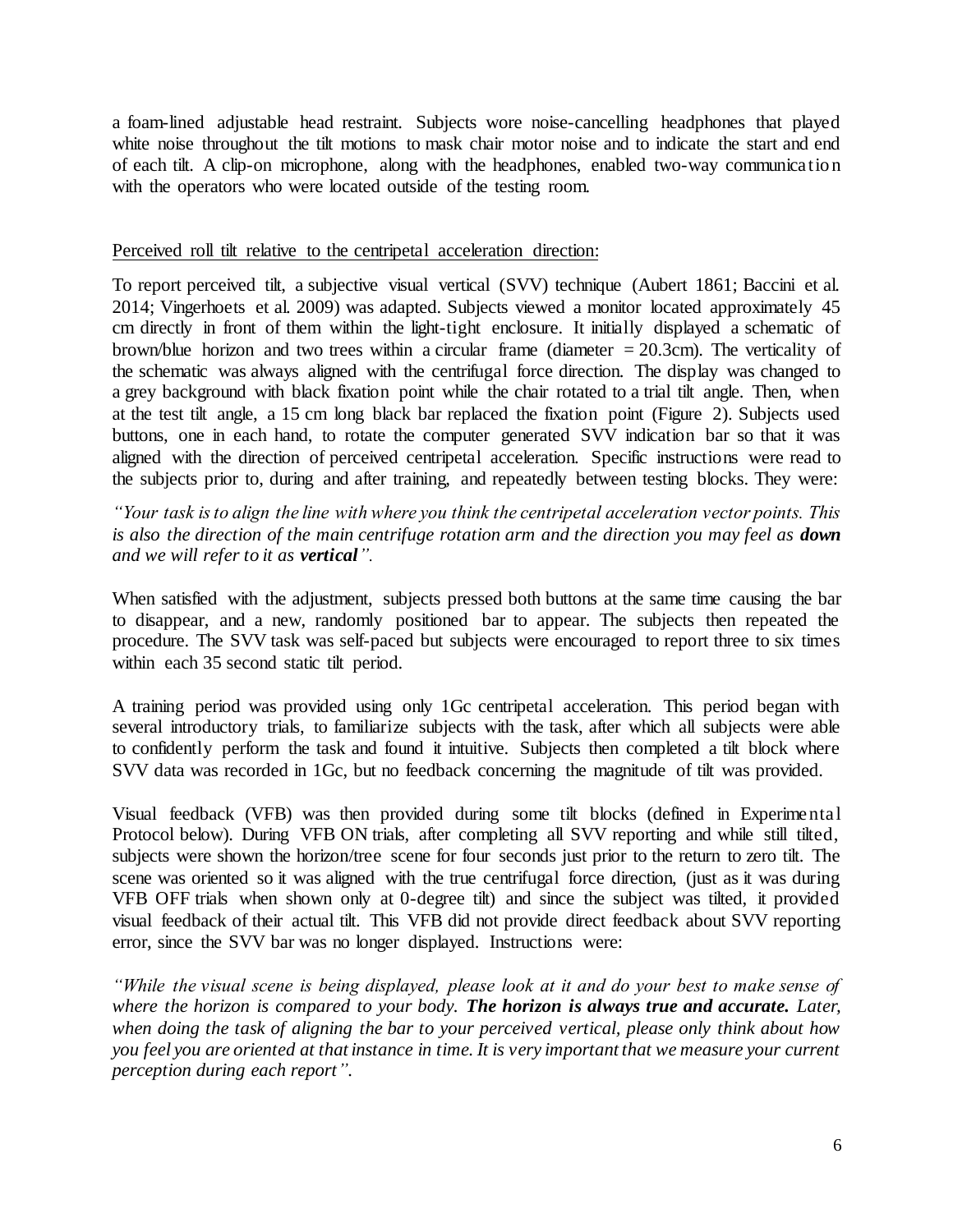a foam-lined adjustable head restraint. Subjects wore noise-cancelling headphones that played white noise throughout the tilt motions to mask chair motor noise and to indicate the start and end of each tilt. A clip-on microphone, along with the headphones, enabled two-way communication with the operators who were located outside of the testing room.

Perceived roll tilt relative to the centripetal acceleration direction:

To report perceived tilt, a subjective visual vertical (SVV) technique (Aubert 1861; Baccini et al. 2014; Vingerhoets et al. 2009) was adapted. Subjects viewed a monitor located approximately 45 cm directly in front of them within the light-tight enclosure. It initially displayed a schematic of brown/blue horizon and two trees within a circular frame (diameter = 20.3cm). The verticality of the schematic was always aligned with the centrifugal force direction. The display was changed to a grey background with black fixation point while the chair rotated to a trial tilt angle. Then, when at the test tilt angle, a 15 cm long black bar replaced the fixation point (Figure 2). Subjects used buttons, one in each hand, to rotate the computer generated SVV indication bar so that it was aligned with the direction of perceived centripetal acceleration. Specific instructions were read to the subjects prior to, during and after training, and repeatedly between testing blocks. They were:

*"Your task is to align the line with where you think the centripetal acceleration vector points. This is also the direction of the main centrifuge rotation arm and the direction you may feel as **down** and we will refer to it as **vertical**".*

When satisfied with the adjustment, subjects pressed both buttons at the same time causing the bar to disappear, and a new, randomly positioned bar to appear. The subjects then repeated the procedure. The SVV task was self-paced but subjects were encouraged to report three to six times within each 35 second static tilt period.

A training period was provided using only 1Gc centripetal acceleration. This period began with several introductory trials, to familiarize subjects with the task, after which all subjects were able to confidently perform the task and found it intuitive. Subjects then completed a tilt block where SVV data was recorded in 1Gc, but no feedback concerning the magnitude of tilt was provided.

Visual feedback (VFB) was then provided during some tilt blocks (defined in Experimental Protocol below). During VFB ON trials, after completing all SVV reporting and while still tilted, subjects were shown the horizon/tree scene for four seconds just prior to the return to zero tilt. The scene was oriented so it was aligned with the true centrifugal force direction, (just as it was during VFB OFF trials when shown only at 0-degree tilt) and since the subject was tilted, it provided visual feedback of their actual tilt. This VFB did not provide direct feedback about SVV reporting error, since the SVV bar was no longer displayed. Instructions were:

*"While the visual scene is being displayed, please look at it and do your best to make sense of where the horizon is compared to your body. **The horizon is always true and accurate.** Later, when doing the task of aligning the bar to your perceived vertical, please only think about how you feel you are oriented at that instance in time. It is very important that we measure your current perception during each report".*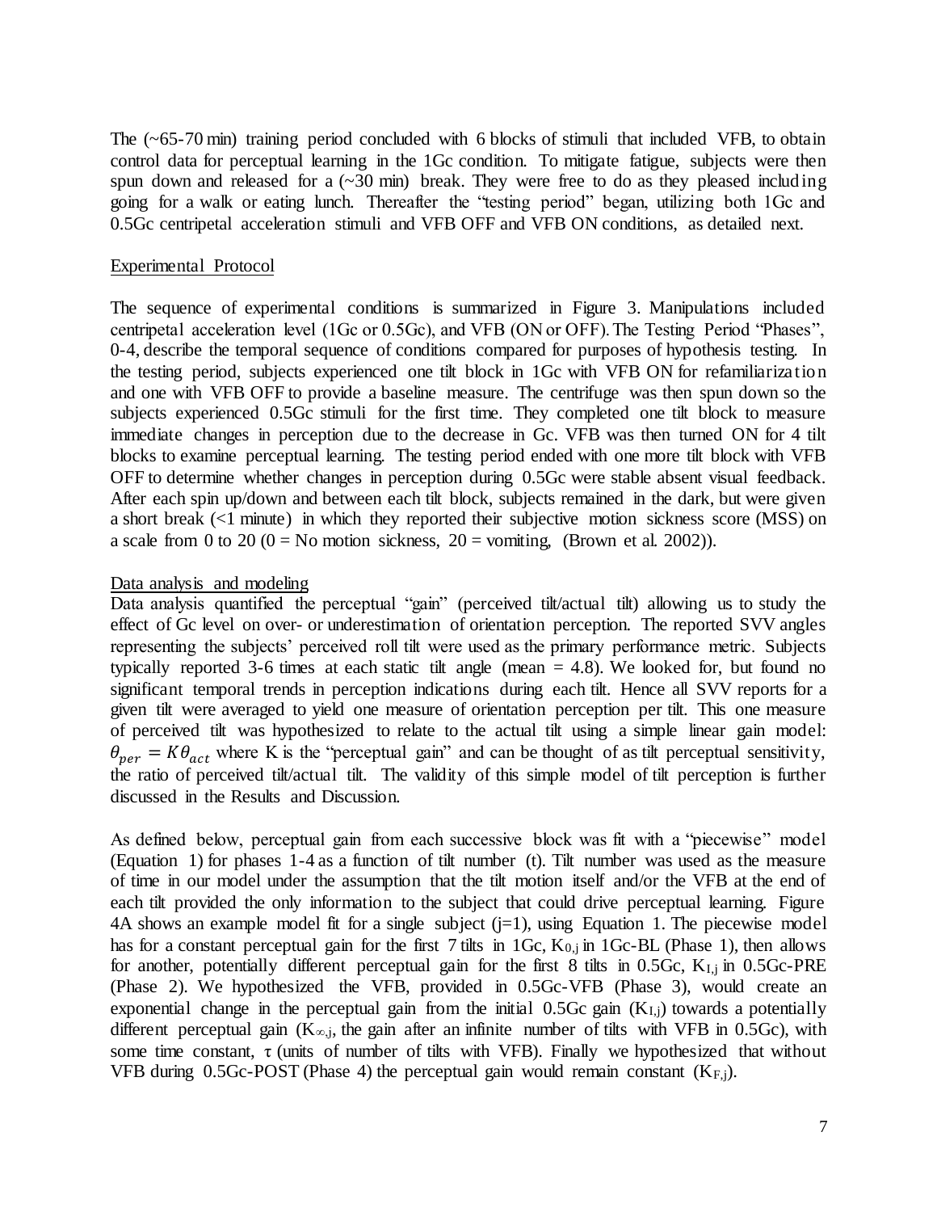The (~65-70 min) training period concluded with 6 blocks of stimuli that included VFB, to obtain control data for perceptual learning in the 1Gc condition. To mitigate fatigue, subjects were then spun down and released for a (~30 min) break. They were free to do as they pleased including going for a walk or eating lunch. Thereafter the "testing period" began, utilizing both 1Gc and 0.5Gc centripetal acceleration stimuli and VFB OFF and VFB ON conditions, as detailed next.

## Experimental Protocol

The sequence of experimental conditions is summarized in Figure 3. Manipulations included centripetal acceleration level (1Gc or 0.5Gc), and VFB (ON or OFF). The Testing Period "Phases", 0-4, describe the temporal sequence of conditions compared for purposes of hypothesis testing. In the testing period, subjects experienced one tilt block in 1Gc with VFB ON for refamiliarization and one with VFB OFF to provide a baseline measure. The centrifuge was then spun down so the subjects experienced 0.5Gc stimuli for the first time. They completed one tilt block to measure immediate changes in perception due to the decrease in Gc. VFB was then turned ON for 4 tilt blocks to examine perceptual learning. The testing period ended with one more tilt block with VFB OFF to determine whether changes in perception during 0.5Gc were stable absent visual feedback. After each spin up/down and between each tilt block, subjects remained in the dark, but were given a short break (<1 minute) in which they reported their subjective motion sickness score (MSS) on a scale from 0 to 20 (0 = No motion sickness, 20 = vomiting, (Brown et al. 2002)).

## Data analysis and modeling

Data analysis quantified the perceptual "gain" (perceived tilt/actual tilt) allowing us to study the effect of Gc level on over- or underestimation of orientation perception. The reported SVV angles representing the subjects' perceived roll tilt were used as the primary performance metric. Subjects typically reported 3-6 times at each static tilt angle (mean = 4.8). We looked for, but found no significant temporal trends in perception indications during each tilt. Hence all SVV reports for a given tilt were averaged to yield one measure of orientation perception per tilt. This one measure of perceived tilt was hypothesized to relate to the actual tilt using a simple linear gain model: $\theta_{per} = K\theta_{act}$ where K is the "perceptual gain" and can be thought of as tilt perceptual sensitivity, the ratio of perceived tilt/actual tilt. The validity of this simple model of tilt perception is further discussed in the Results and Discussion.

As defined below, perceptual gain from each successive block was fit with a "piecewise" model (Equation 1) for phases 1-4 as a function of tilt number (t). Tilt number was used as the measure of time in our model under the assumption that the tilt motion itself and/or the VFB at the end of each tilt provided the only information to the subject that could drive perceptual learning. Figure 4A shows an example model fit for a single subject (j=1), using Equation 1. The piecewise model has for a constant perceptual gain for the first 7 tilts in 1Gc, $K_{0,j}$ in 1Gc-BL (Phase 1), then allows for another, potentially different perceptual gain for the first 8 tilts in 0.5Gc, $K_{I,j}$ in 0.5Gc-PRE (Phase 2). We hypothesized the VFB, provided in 0.5Gc-VFB (Phase 3), would create an exponential change in the perceptual gain from the initial 0.5Gc gain ($K_{I,j}$) towards a potentially different perceptual gain ($K_{\infty,j}$, the gain after an infinite number of tilts with VFB in 0.5Gc), with some time constant, $\tau$ (units of number of tilts with VFB). Finally we hypothesized that without VFB during 0.5Gc-POST (Phase 4) the perceptual gain would remain constant ($K_{F,j}$).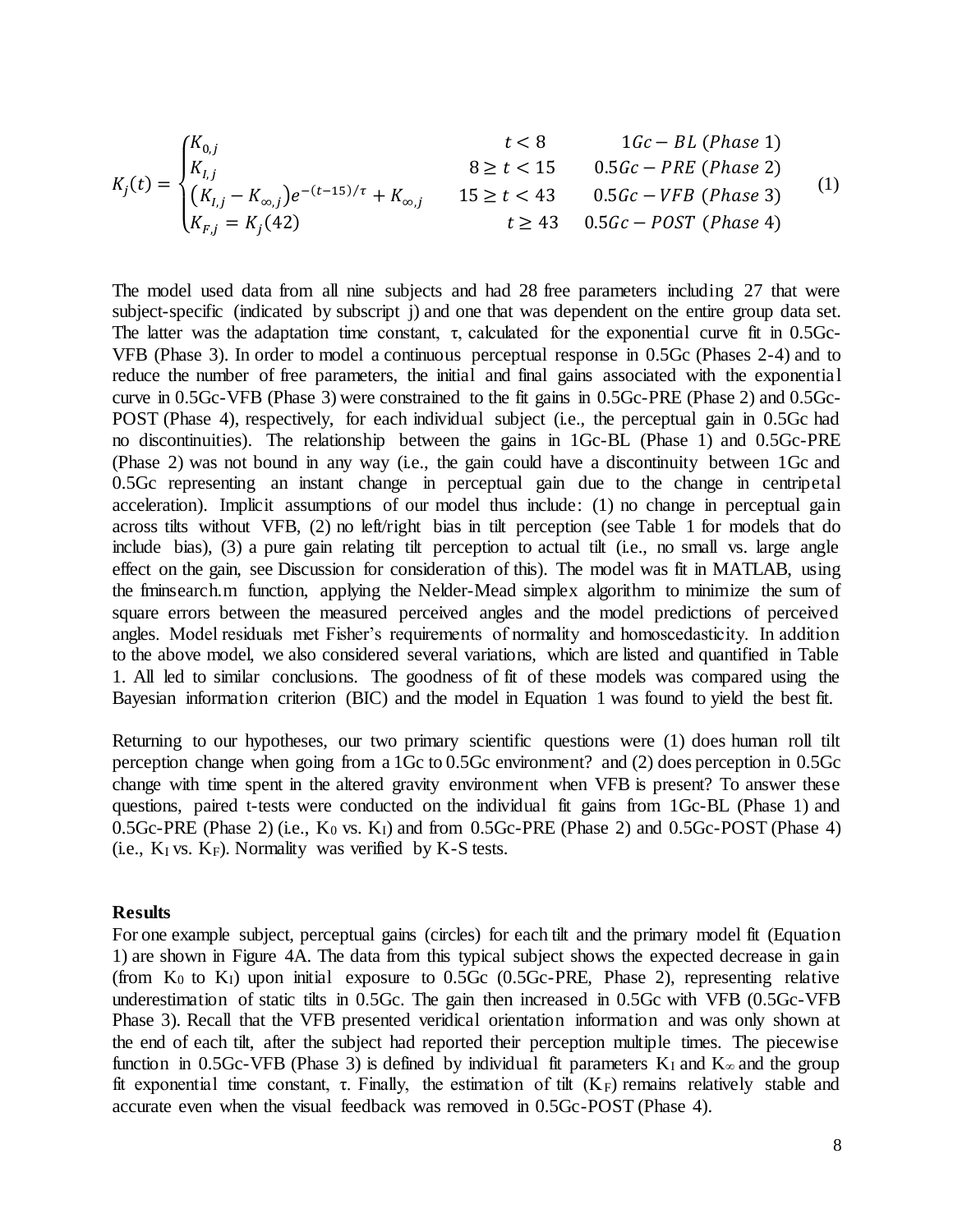$$K_j(t) = \begin{cases} K_{0,j} & t < 8 & 1Gc - BL\ (Phase\ 1) \\ K_{I,j} & 8 \geq t < 15 & 0.5Gc - PRE\ (Phase\ 2) \\ \left(K_{I,j} - K_{\infty,j}\right)e^{-(t-15)/\tau} + K_{\infty,j} & 15 \geq t < 43 & 0.5Gc - VFB\ (Phase\ 3) \\ K_{F,j} = K_j(42) & t \geq 43 & 0.5Gc - POST\ (Phase\ 4) \end{cases} \quad (1)$$

The model used data from all nine subjects and had 28 free parameters including 27 that were subject-specific (indicated by subscript j) and one that was dependent on the entire group data set. The latter was the adaptation time constant, $\tau$, calculated for the exponential curve fit in 0.5Gc-VFB (Phase 3). In order to model a continuous perceptual response in 0.5Gc (Phases 2-4) and to reduce the number of free parameters, the initial and final gains associated with the exponential curve in 0.5Gc-VFB (Phase 3) were constrained to the fit gains in 0.5Gc-PRE (Phase 2) and 0.5Gc-POST (Phase 4), respectively, for each individual subject (i.e., the perceptual gain in 0.5Gc had no discontinuities). The relationship between the gains in 1Gc-BL (Phase 1) and 0.5Gc-PRE (Phase 2) was not bound in any way (i.e., the gain could have a discontinuity between 1Gc and 0.5Gc representing an instant change in perceptual gain due to the change in centripetal acceleration). Implicit assumptions of our model thus include: (1) no change in perceptual gain across tilts without VFB, (2) no left/right bias in tilt perception (see Table 1 for models that do include bias), (3) a pure gain relating tilt perception to actual tilt (i.e., no small vs. large angle effect on the gain, see Discussion for consideration of this). The model was fit in MATLAB, using the fminsearch.m function, applying the Nelder-Mead simplex algorithm to minimize the sum of square errors between the measured perceived angles and the model predictions of perceived angles. Model residuals met Fisher's requirements of normality and homoscedasticity. In addition to the above model, we also considered several variations, which are listed and quantified in Table 1. All led to similar conclusions. The goodness of fit of these models was compared using the Bayesian information criterion (BIC) and the model in Equation 1 was found to yield the best fit.

Returning to our hypotheses, our two primary scientific questions were (1) does human roll tilt perception change when going from a 1Gc to 0.5Gc environment? and (2) does perception in 0.5Gc change with time spent in the altered gravity environment when VFB is present? To answer these questions, paired t-tests were conducted on the individual fit gains from 1Gc-BL (Phase 1) and 0.5Gc-PRE (Phase 2) (i.e., $K_0$ vs. $K_I$) and from 0.5Gc-PRE (Phase 2) and 0.5Gc-POST (Phase 4) (i.e., $K_I$ vs. $K_F$). Normality was verified by K-S tests.

## Results

For one example subject, perceptual gains (circles) for each tilt and the primary model fit (Equation 1) are shown in Figure 4A. The data from this typical subject shows the expected decrease in gain (from $K_0$ to $K_I$) upon initial exposure to 0.5Gc (0.5Gc-PRE, Phase 2), representing relative underestimation of static tilts in 0.5Gc. The gain then increased in 0.5Gc with VFB (0.5Gc-VFB Phase 3). Recall that the VFB presented veridical orientation information and was only shown at the end of each tilt, after the subject had reported their perception multiple times. The piecewise function in 0.5Gc-VFB (Phase 3) is defined by individual fit parameters $K_I$ and $K_\infty$ and the group fit exponential time constant, $\tau$. Finally, the estimation of tilt ($K_F$) remains relatively stable and accurate even when the visual feedback was removed in 0.5Gc-POST (Phase 4).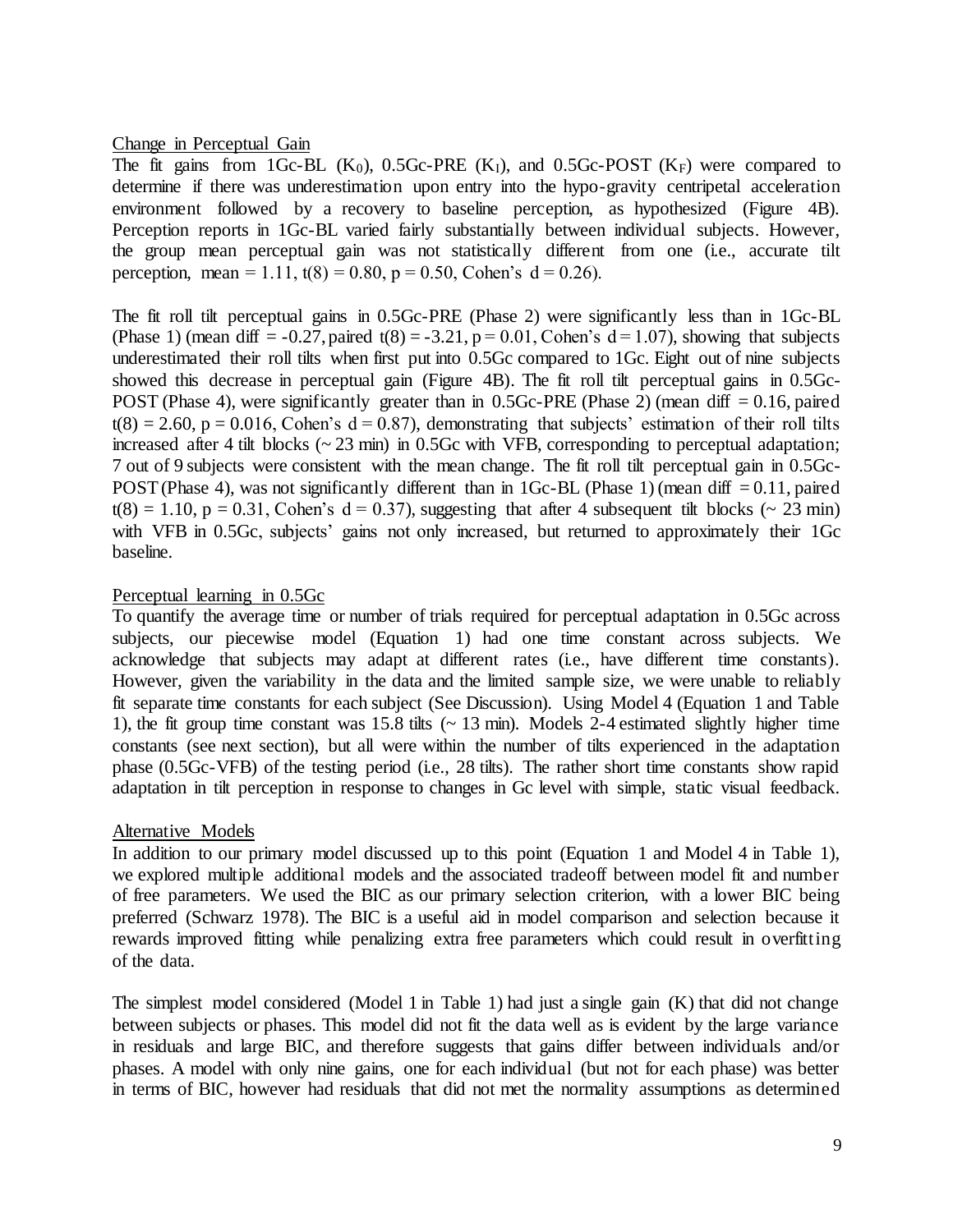### Change in Perceptual Gain

The fit gains from 1Gc-BL ($K_0$), 0.5Gc-PRE ($K_I$), and 0.5Gc-POST ($K_F$) were compared to determine if there was underestimation upon entry into the hypo-gravity centripetal acceleration environment followed by a recovery to baseline perception, as hypothesized (Figure 4B). Perception reports in 1Gc-BL varied fairly substantially between individual subjects. However, the group mean perceptual gain was not statistically different from one (i.e., accurate tilt perception, mean = 1.11, $t(8) = 0.80$, $p = 0.50$, Cohen's $d = 0.26$).

The fit roll tilt perceptual gains in 0.5Gc-PRE (Phase 2) were significantly less than in 1Gc-BL (Phase 1) (mean diff = -0.27, paired $t(8) = -3.21$, $p = 0.01$, Cohen's $d = 1.07$), showing that subjects underestimated their roll tilts when first put into 0.5Gc compared to 1Gc. Eight out of nine subjects showed this decrease in perceptual gain (Figure 4B). The fit roll tilt perceptual gains in 0.5Gc-POST (Phase 4), were significantly greater than in 0.5Gc-PRE (Phase 2) (mean diff = 0.16, paired $t(8) = 2.60$, $p = 0.016$, Cohen's $d = 0.87$), demonstrating that subjects' estimation of their roll tilts increased after 4 tilt blocks (~ 23 min) in 0.5Gc with VFB, corresponding to perceptual adaptation; 7 out of 9 subjects were consistent with the mean change. The fit roll tilt perceptual gain in 0.5Gc-POST (Phase 4), was not significantly different than in 1Gc-BL (Phase 1) (mean diff = 0.11, paired $t(8) = 1.10$, $p = 0.31$, Cohen's $d = 0.37$), suggesting that after 4 subsequent tilt blocks (~ 23 min) with VFB in 0.5Gc, subjects' gains not only increased, but returned to approximately their 1Gc baseline.

### Perceptual learning in 0.5Gc

To quantify the average time or number of trials required for perceptual adaptation in 0.5Gc across subjects, our piecewise model (Equation 1) had one time constant across subjects. We acknowledge that subjects may adapt at different rates (i.e., have different time constants). However, given the variability in the data and the limited sample size, we were unable to reliably fit separate time constants for each subject (See Discussion). Using Model 4 (Equation 1 and Table 1), the fit group time constant was 15.8 tilts (~ 13 min). Models 2-4 estimated slightly higher time constants (see next section), but all were within the number of tilts experienced in the adaptation phase (0.5Gc-VFB) of the testing period (i.e., 28 tilts). The rather short time constants show rapid adaptation in tilt perception in response to changes in Gc level with simple, static visual feedback.

### Alternative Models

In addition to our primary model discussed up to this point (Equation 1 and Model 4 in Table 1), we explored multiple additional models and the associated tradeoff between model fit and number of free parameters. We used the BIC as our primary selection criterion, with a lower BIC being preferred (Schwarz 1978). The BIC is a useful aid in model comparison and selection because it rewards improved fitting while penalizing extra free parameters which could result in overfitting of the data.

The simplest model considered (Model 1 in Table 1) had just a single gain (K) that did not change between subjects or phases. This model did not fit the data well as is evident by the large variance in residuals and large BIC, and therefore suggests that gains differ between individuals and/or phases. A model with only nine gains, one for each individual (but not for each phase) was better in terms of BIC, however had residuals that did not met the normality assumptions as determined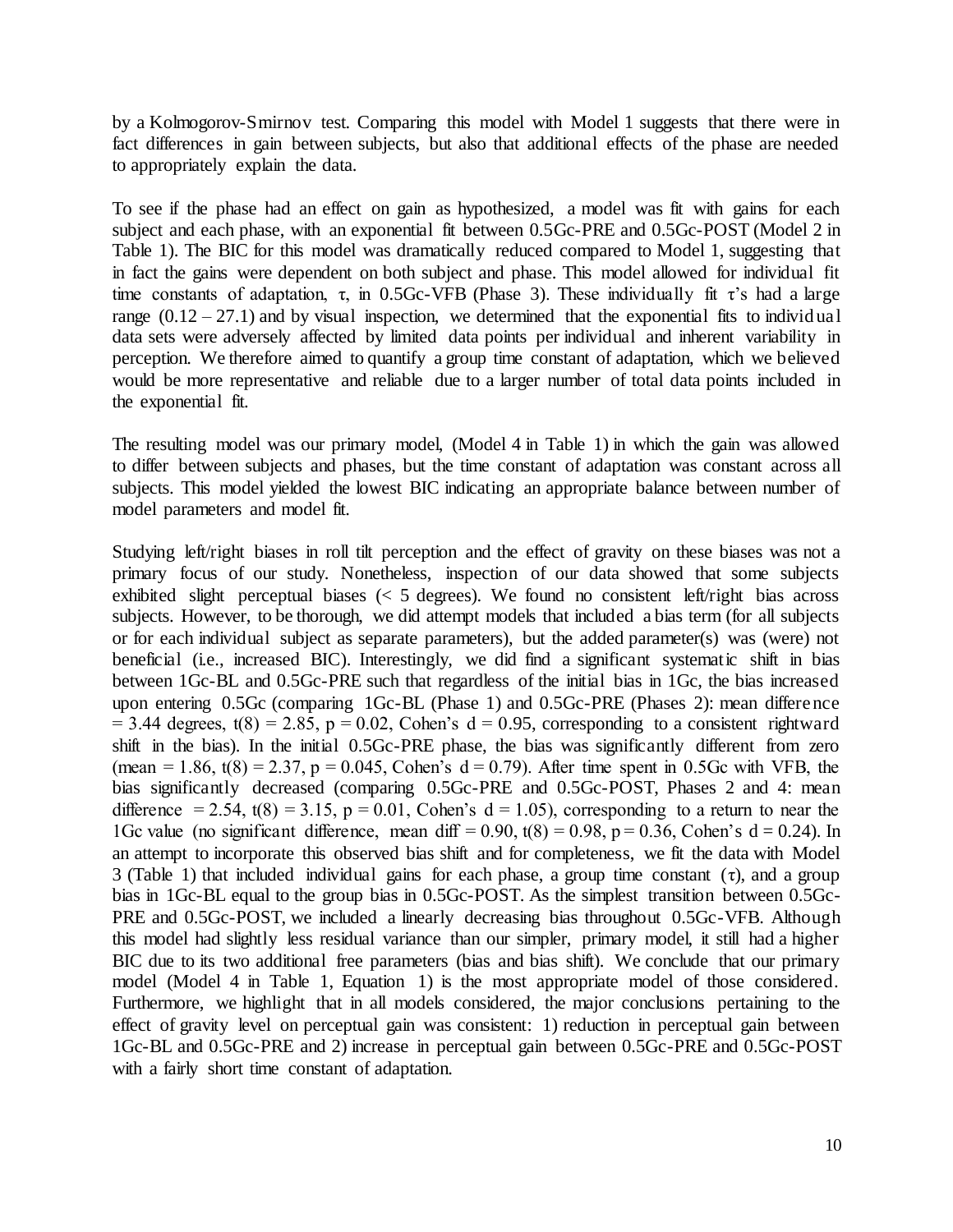by a Kolmogorov-Smirnov test. Comparing this model with Model 1 suggests that there were in fact differences in gain between subjects, but also that additional effects of the phase are needed to appropriately explain the data.

To see if the phase had an effect on gain as hypothesized, a model was fit with gains for each subject and each phase, with an exponential fit between 0.5Gc-PRE and 0.5Gc-POST (Model 2 in Table 1). The BIC for this model was dramatically reduced compared to Model 1, suggesting that in fact the gains were dependent on both subject and phase. This model allowed for individual fit time constants of adaptation, $\tau$, in 0.5Gc-VFB (Phase 3). These individually fit $\tau$'s had a large range ($0.12 - 27.1$) and by visual inspection, we determined that the exponential fits to individual data sets were adversely affected by limited data points per individual and inherent variability in perception. We therefore aimed to quantify a group time constant of adaptation, which we believed would be more representative and reliable due to a larger number of total data points included in the exponential fit.

The resulting model was our primary model, (Model 4 in Table 1) in which the gain was allowed to differ between subjects and phases, but the time constant of adaptation was constant across all subjects. This model yielded the lowest BIC indicating an appropriate balance between number of model parameters and model fit.

Studying left/right biases in roll tilt perception and the effect of gravity on these biases was not a primary focus of our study. Nonetheless, inspection of our data showed that some subjects exhibited slight perceptual biases (< 5 degrees). We found no consistent left/right bias across subjects. However, to be thorough, we did attempt models that included a bias term (for all subjects or for each individual subject as separate parameters), but the added parameter(s) was (were) not beneficial (i.e., increased BIC). Interestingly, we did find a significant systematic shift in bias between 1Gc-BL and 0.5Gc-PRE such that regardless of the initial bias in 1Gc, the bias increased upon entering 0.5Gc (comparing 1Gc-BL (Phase 1) and 0.5Gc-PRE (Phases 2): mean difference = 3.44 degrees, $t(8) = 2.85$, $p = 0.02$, Cohen's $d = 0.95$, corresponding to a consistent rightward shift in the bias). In the initial 0.5Gc-PRE phase, the bias was significantly different from zero (mean = 1.86, $t(8) = 2.37$, $p = 0.045$, Cohen's $d = 0.79$). After time spent in 0.5Gc with VFB, the bias significantly decreased (comparing 0.5Gc-PRE and 0.5Gc-POST, Phases 2 and 4: mean difference = 2.54, $t(8) = 3.15$, $p = 0.01$, Cohen's $d = 1.05$), corresponding to a return to near the 1Gc value (no significant difference, mean diff = 0.90, $t(8) = 0.98$, $p = 0.36$, Cohen's $d = 0.24$). In an attempt to incorporate this observed bias shift and for completeness, we fit the data with Model 3 (Table 1) that included individual gains for each phase, a group time constant ($\tau$), and a group bias in 1Gc-BL equal to the group bias in 0.5Gc-POST. As the simplest transition between 0.5Gc-PRE and 0.5Gc-POST, we included a linearly decreasing bias throughout 0.5Gc-VFB. Although this model had slightly less residual variance than our simpler, primary model, it still had a higher BIC due to its two additional free parameters (bias and bias shift). We conclude that our primary model (Model 4 in Table 1, Equation 1) is the most appropriate model of those considered. Furthermore, we highlight that in all models considered, the major conclusions pertaining to the effect of gravity level on perceptual gain was consistent: 1) reduction in perceptual gain between 1Gc-BL and 0.5Gc-PRE and 2) increase in perceptual gain between 0.5Gc-PRE and 0.5Gc-POST with a fairly short time constant of adaptation.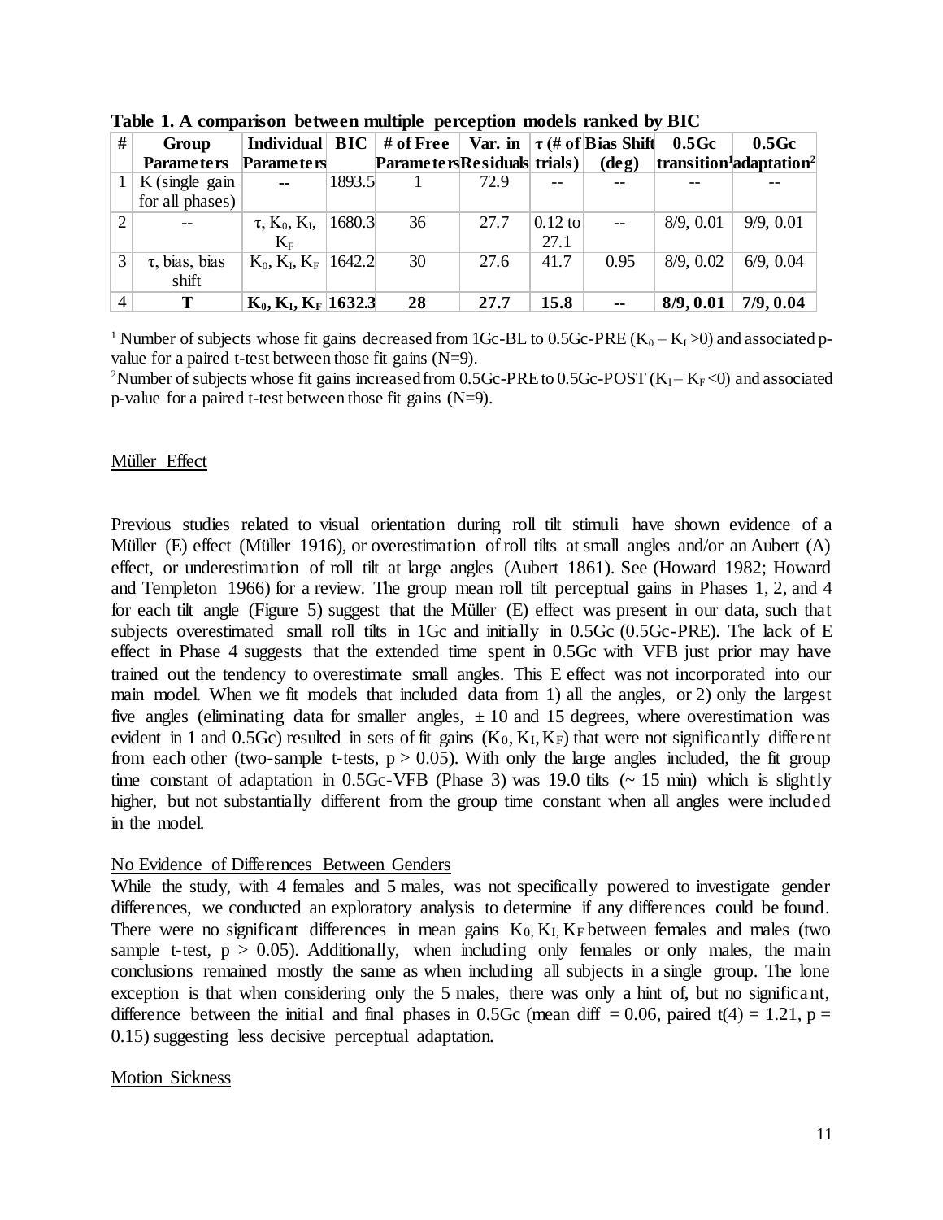**Table 1. A comparison between multiple perception models ranked by BIC**

| # | Group Parameters | Individual Parameters | BIC | # of Free Parameters | Var. in Residuals | $\tau$ (# of trials) | Bias Shift (deg) | 0.5Gc transition[1] | 0.5Gc adaptation[2] |
|---|---|---|---|---|---|---|---|---|---|
| 1 | K (single gain for all phases) | -- | 1893.5 | 1 | 72.9 | -- | -- | -- | -- |
| 2 | -- | $\tau$, $K_0$, $K_I$, $K_F$ | 1680.3 | 36 | 27.7 | 0.12 to 27.1 | -- | 8/9, 0.01 | 9/9, 0.01 |
| 3 | $\tau$, bias, bias shift | $K_0$, $K_I$, $K_F$ | 1642.2 | 30 | 27.6 | 41.7 | 0.95 | 8/9, 0.02 | 6/9, 0.04 |
| 4 | **T** | $\mathbf{K_0, K_I, K_F}$ | **1632.3** | **28** | **27.7** | **15.8** | **--** | **8/9, 0.01** | **7/9, 0.04** |

[1] Number of subjects whose fit gains decreased from 1Gc-BL to 0.5Gc-PRE ($K_0 - K_I > 0$) and associated p-value for a paired t-test between those fit gains (N=9).

[2] Number of subjects whose fit gains increased from 0.5Gc-PRE to 0.5Gc-POST ($K_I - K_F < 0$) and associated p-value for a paired t-test between those fit gains (N=9).

## Müller Effect

Previous studies related to visual orientation during roll tilt stimuli have shown evidence of a Müller (E) effect (Müller 1916), or overestimation of roll tilts at small angles and/or an Aubert (A) effect, or underestimation of roll tilt at large angles (Aubert 1861). See (Howard 1982; Howard and Templeton 1966) for a review. The group mean roll tilt perceptual gains in Phases 1, 2, and 4 for each tilt angle (Figure 5) suggest that the Müller (E) effect was present in our data, such that subjects overestimated small roll tilts in 1Gc and initially in 0.5Gc (0.5Gc-PRE). The lack of E effect in Phase 4 suggests that the extended time spent in 0.5Gc with VFB just prior may have trained out the tendency to overestimate small angles. This E effect was not incorporated into our main model. When we fit models that included data from 1) all the angles, or 2) only the largest five angles (eliminating data for smaller angles, ± 10 and 15 degrees, where overestimation was evident in 1 and 0.5Gc) resulted in sets of fit gains ($K_0, K_I, K_F$) that were not significantly different from each other (two-sample t-tests, $p > 0.05$). With only the large angles included, the fit group time constant of adaptation in 0.5Gc-VFB (Phase 3) was 19.0 tilts (~ 15 min) which is slightly higher, but not substantially different from the group time constant when all angles were included in the model.

## No Evidence of Differences Between Genders

While the study, with 4 females and 5 males, was not specifically powered to investigate gender differences, we conducted an exploratory analysis to determine if any differences could be found. There were no significant differences in mean gains $K_0, K_I, K_F$ between females and males (two sample t-test, $p > 0.05$). Additionally, when including only females or only males, the main conclusions remained mostly the same as when including all subjects in a single group. The lone exception is that when considering only the 5 males, there was only a hint of, but no significant, difference between the initial and final phases in 0.5Gc (mean diff = 0.06, paired $t(4) = 1.21$, $p = 0.15$) suggesting less decisive perceptual adaptation.

## Motion Sickness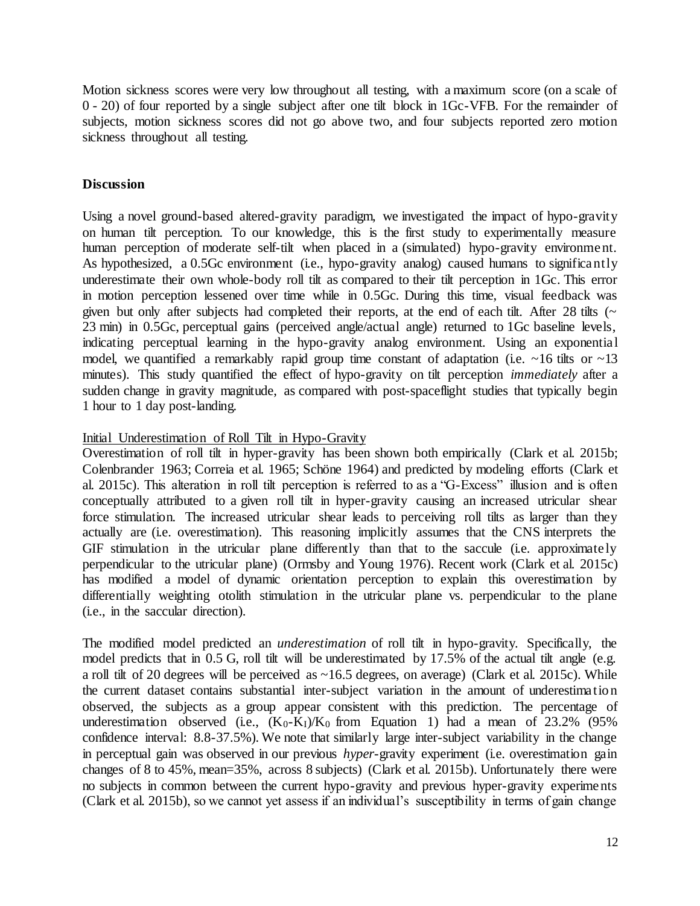Motion sickness scores were very low throughout all testing, with a maximum score (on a scale of 0 - 20) of four reported by a single subject after one tilt block in 1Gc-VFB. For the remainder of subjects, motion sickness scores did not go above two, and four subjects reported zero motion sickness throughout all testing.

## Discussion

Using a novel ground-based altered-gravity paradigm, we investigated the impact of hypo-gravity on human tilt perception. To our knowledge, this is the first study to experimentally measure human perception of moderate self-tilt when placed in a (simulated) hypo-gravity environment. As hypothesized, a 0.5Gc environment (i.e., hypo-gravity analog) caused humans to significantly underestimate their own whole-body roll tilt as compared to their tilt perception in 1Gc. This error in motion perception lessened over time while in 0.5Gc. During this time, visual feedback was given but only after subjects had completed their reports, at the end of each tilt. After 28 tilts (~ 23 min) in 0.5Gc, perceptual gains (perceived angle/actual angle) returned to 1Gc baseline levels, indicating perceptual learning in the hypo-gravity analog environment. Using an exponential model, we quantified a remarkably rapid group time constant of adaptation (i.e. ~16 tilts or ~13 minutes). This study quantified the effect of hypo-gravity on tilt perception *immediately* after a sudden change in gravity magnitude, as compared with post-spaceflight studies that typically begin 1 hour to 1 day post-landing.

### Initial Underestimation of Roll Tilt in Hypo-Gravity

Overestimation of roll tilt in hyper-gravity has been shown both empirically (Clark et al. 2015b; Colenbrander 1963; Correia et al. 1965; Schöne 1964) and predicted by modeling efforts (Clark et al. 2015c). This alteration in roll tilt perception is referred to as a "G-Excess" illusion and is often conceptually attributed to a given roll tilt in hyper-gravity causing an increased utricular shear force stimulation. The increased utricular shear leads to perceiving roll tilts as larger than they actually are (i.e. overestimation). This reasoning implicitly assumes that the CNS interprets the GIF stimulation in the utricular plane differently than that to the saccule (i.e. approximately perpendicular to the utricular plane) (Ormsby and Young 1976). Recent work (Clark et al. 2015c) has modified a model of dynamic orientation perception to explain this overestimation by differentially weighting otolith stimulation in the utricular plane vs. perpendicular to the plane (i.e., in the saccular direction).

The modified model predicted an *underestimation* of roll tilt in hypo-gravity. Specifically, the model predicts that in 0.5 G, roll tilt will be underestimated by 17.5% of the actual tilt angle (e.g. a roll tilt of 20 degrees will be perceived as ~16.5 degrees, on average) (Clark et al. 2015c). While the current dataset contains substantial inter-subject variation in the amount of underestimation observed, the subjects as a group appear consistent with this prediction. The percentage of underestimation observed (i.e., $(K_0-K_I)/K_0$ from Equation 1) had a mean of 23.2% (95% confidence interval: 8.8-37.5%). We note that similarly large inter-subject variability in the change in perceptual gain was observed in our previous *hyper*-gravity experiment (i.e. overestimation gain changes of 8 to 45%, mean=35%, across 8 subjects) (Clark et al. 2015b). Unfortunately there were no subjects in common between the current hypo-gravity and previous hyper-gravity experiments (Clark et al. 2015b), so we cannot yet assess if an individual's susceptibility in terms of gain change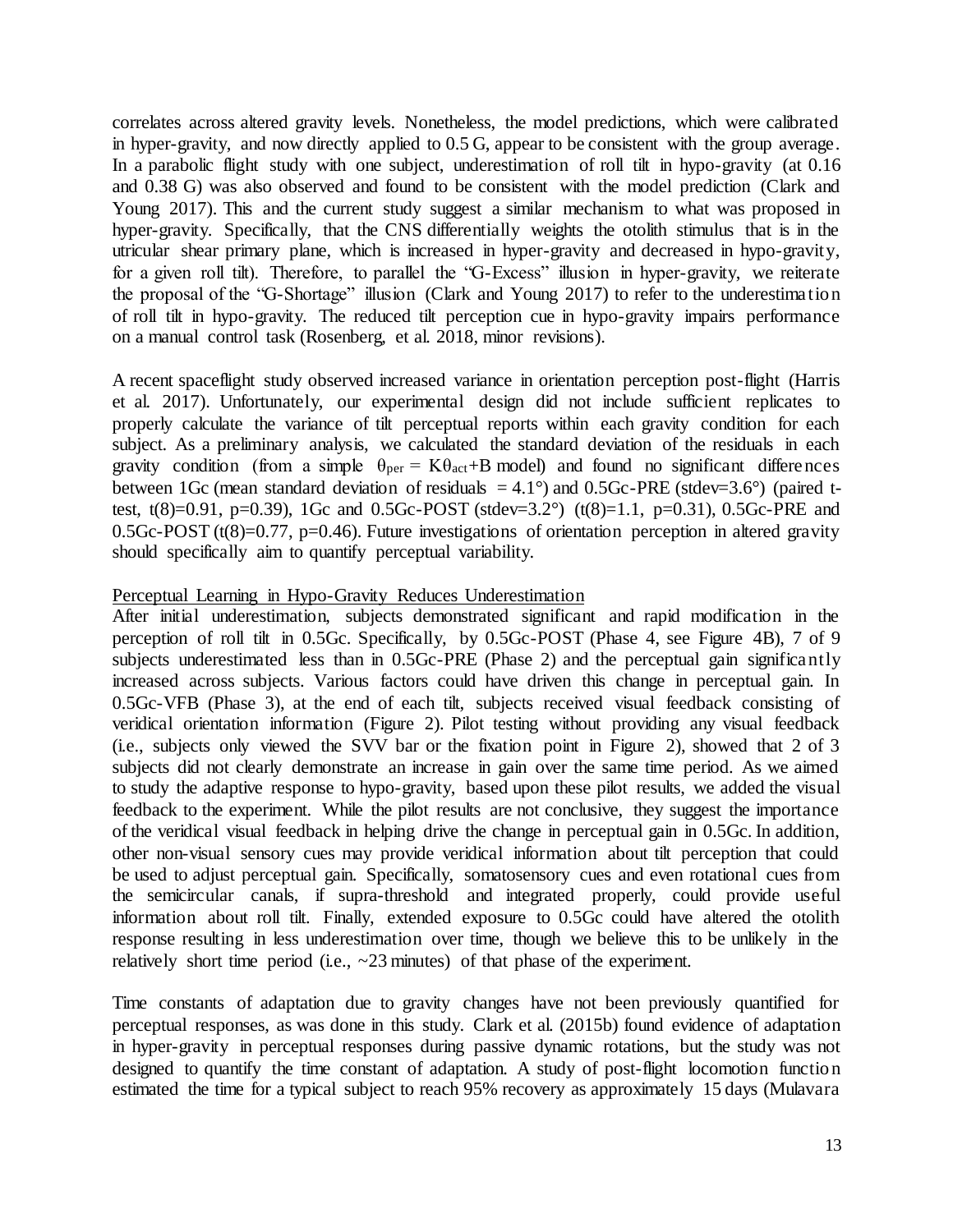correlates across altered gravity levels. Nonetheless, the model predictions, which were calibrated in hyper-gravity, and now directly applied to 0.5 G, appear to be consistent with the group average. In a parabolic flight study with one subject, underestimation of roll tilt in hypo-gravity (at 0.16 and 0.38 G) was also observed and found to be consistent with the model prediction (Clark and Young 2017). This and the current study suggest a similar mechanism to what was proposed in hyper-gravity. Specifically, that the CNS differentially weights the otolith stimulus that is in the utricular shear primary plane, which is increased in hyper-gravity and decreased in hypo-gravity, for a given roll tilt). Therefore, to parallel the "G-Excess" illusion in hyper-gravity, we reiterate the proposal of the "G-Shortage" illusion (Clark and Young 2017) to refer to the underestimation of roll tilt in hypo-gravity. The reduced tilt perception cue in hypo-gravity impairs performance on a manual control task (Rosenberg, et al. 2018, minor revisions).

A recent spaceflight study observed increased variance in orientation perception post-flight (Harris et al. 2017). Unfortunately, our experimental design did not include sufficient replicates to properly calculate the variance of tilt perceptual reports within each gravity condition for each subject. As a preliminary analysis, we calculated the standard deviation of the residuals in each gravity condition (from a simple $\theta_{per} = K\theta_{act}+B$ model) and found no significant differences between 1Gc (mean standard deviation of residuals = 4.1°) and 0.5Gc-PRE (stdev=3.6°) (paired t-test, $t(8)=0.91$, $p=0.39$), 1Gc and 0.5Gc-POST (stdev=3.2°) ($t(8)=1.1$, $p=0.31$), 0.5Gc-PRE and 0.5Gc-POST ($t(8)=0.77$, $p=0.46$). Future investigations of orientation perception in altered gravity should specifically aim to quantify perceptual variability.

<u>Perceptual Learning in Hypo-Gravity Reduces Underestimation</u>

After initial underestimation, subjects demonstrated significant and rapid modification in the perception of roll tilt in 0.5Gc. Specifically, by 0.5Gc-POST (Phase 4, see Figure 4B), 7 of 9 subjects underestimated less than in 0.5Gc-PRE (Phase 2) and the perceptual gain significantly increased across subjects. Various factors could have driven this change in perceptual gain. In 0.5Gc-VFB (Phase 3), at the end of each tilt, subjects received visual feedback consisting of veridical orientation information (Figure 2). Pilot testing without providing any visual feedback (i.e., subjects only viewed the SVV bar or the fixation point in Figure 2), showed that 2 of 3 subjects did not clearly demonstrate an increase in gain over the same time period. As we aimed to study the adaptive response to hypo-gravity, based upon these pilot results, we added the visual feedback to the experiment. While the pilot results are not conclusive, they suggest the importance of the veridical visual feedback in helping drive the change in perceptual gain in 0.5Gc. In addition, other non-visual sensory cues may provide veridical information about tilt perception that could be used to adjust perceptual gain. Specifically, somatosensory cues and even rotational cues from the semicircular canals, if supra-threshold and integrated properly, could provide useful information about roll tilt. Finally, extended exposure to 0.5Gc could have altered the otolith response resulting in less underestimation over time, though we believe this to be unlikely in the relatively short time period (i.e., ~23 minutes) of that phase of the experiment.

Time constants of adaptation due to gravity changes have not been previously quantified for perceptual responses, as was done in this study. Clark et al. (2015b) found evidence of adaptation in hyper-gravity in perceptual responses during passive dynamic rotations, but the study was not designed to quantify the time constant of adaptation. A study of post-flight locomotion function estimated the time for a typical subject to reach 95% recovery as approximately 15 days (Mulavara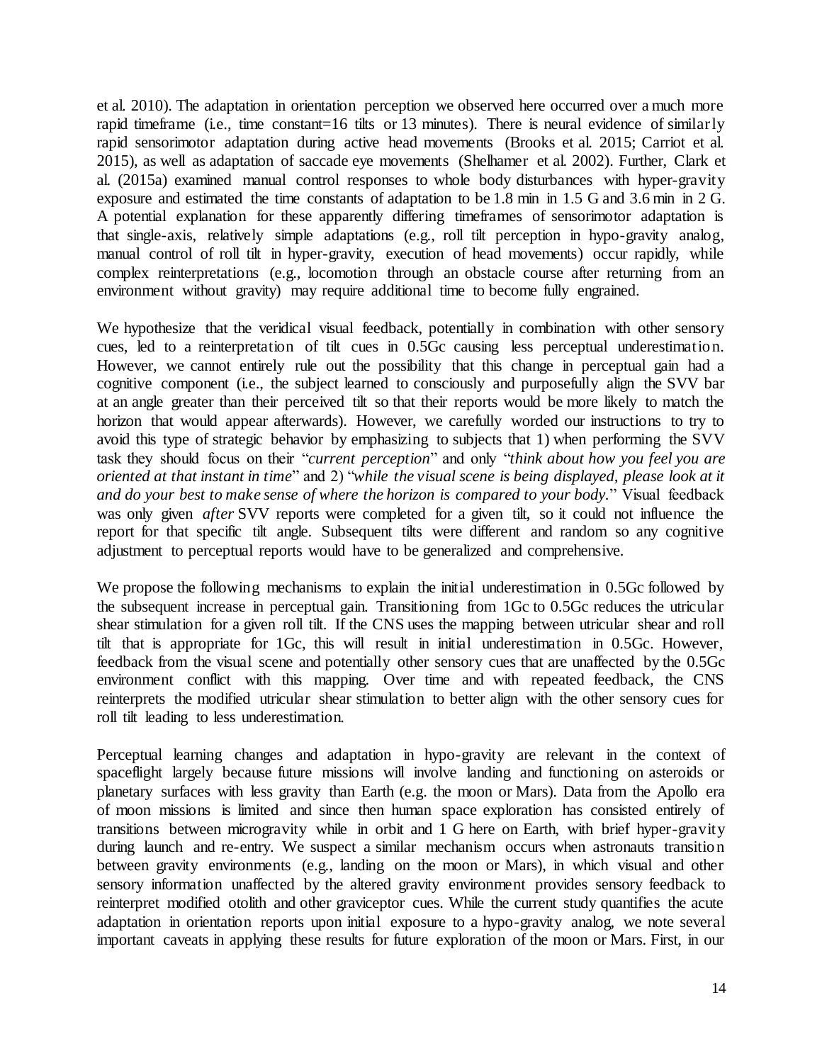et al. 2010). The adaptation in orientation perception we observed here occurred over a much more rapid timeframe (i.e., time constant=16 tilts or 13 minutes). There is neural evidence of similarly rapid sensorimotor adaptation during active head movements (Brooks et al. 2015; Carriot et al. 2015), as well as adaptation of saccade eye movements (Shelhamer et al. 2002). Further, Clark et al. (2015a) examined manual control responses to whole body disturbances with hyper-gravity exposure and estimated the time constants of adaptation to be 1.8 min in 1.5 G and 3.6 min in 2 G. A potential explanation for these apparently differing timeframes of sensorimotor adaptation is that single-axis, relatively simple adaptations (e.g., roll tilt perception in hypo-gravity analog, manual control of roll tilt in hyper-gravity, execution of head movements) occur rapidly, while complex reinterpretations (e.g., locomotion through an obstacle course after returning from an environment without gravity) may require additional time to become fully engrained.

We hypothesize that the veridical visual feedback, potentially in combination with other sensory cues, led to a reinterpretation of tilt cues in 0.5Gc causing less perceptual underestimation. However, we cannot entirely rule out the possibility that this change in perceptual gain had a cognitive component (i.e., the subject learned to consciously and purposefully align the SVV bar at an angle greater than their perceived tilt so that their reports would be more likely to match the horizon that would appear afterwards). However, we carefully worded our instructions to try to avoid this type of strategic behavior by emphasizing to subjects that 1) when performing the SVV task they should focus on their "*current perception*" and only "*think about how you feel you are oriented at that instant in time*" and 2) "*while the visual scene is being displayed, please look at it and do your best to make sense of where the horizon is compared to your body.*" Visual feedback was only given *after* SVV reports were completed for a given tilt, so it could not influence the report for that specific tilt angle. Subsequent tilts were different and random so any cognitive adjustment to perceptual reports would have to be generalized and comprehensive.

We propose the following mechanisms to explain the initial underestimation in 0.5Gc followed by the subsequent increase in perceptual gain. Transitioning from 1Gc to 0.5Gc reduces the utricular shear stimulation for a given roll tilt. If the CNS uses the mapping between utricular shear and roll tilt that is appropriate for 1Gc, this will result in initial underestimation in 0.5Gc. However, feedback from the visual scene and potentially other sensory cues that are unaffected by the 0.5Gc environment conflict with this mapping. Over time and with repeated feedback, the CNS reinterprets the modified utricular shear stimulation to better align with the other sensory cues for roll tilt leading to less underestimation.

Perceptual learning changes and adaptation in hypo-gravity are relevant in the context of spaceflight largely because future missions will involve landing and functioning on asteroids or planetary surfaces with less gravity than Earth (e.g. the moon or Mars). Data from the Apollo era of moon missions is limited and since then human space exploration has consisted entirely of transitions between microgravity while in orbit and 1 G here on Earth, with brief hyper-gravity during launch and re-entry. We suspect a similar mechanism occurs when astronauts transition between gravity environments (e.g., landing on the moon or Mars), in which visual and other sensory information unaffected by the altered gravity environment provides sensory feedback to reinterpret modified otolith and other graviceptor cues. While the current study quantifies the acute adaptation in orientation reports upon initial exposure to a hypo-gravity analog, we note several important caveats in applying these results for future exploration of the moon or Mars. First, in our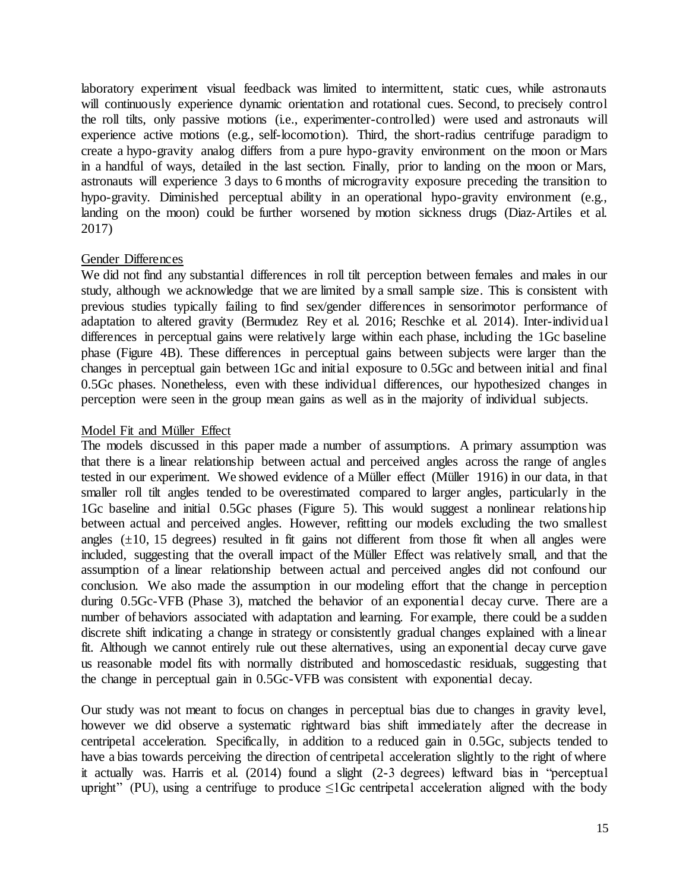laboratory experiment visual feedback was limited to intermittent, static cues, while astronauts will continuously experience dynamic orientation and rotational cues. Second, to precisely control the roll tilts, only passive motions (i.e., experimenter-controlled) were used and astronauts will experience active motions (e.g., self-locomotion). Third, the short-radius centrifuge paradigm to create a hypo-gravity analog differs from a pure hypo-gravity environment on the moon or Mars in a handful of ways, detailed in the last section. Finally, prior to landing on the moon or Mars, astronauts will experience 3 days to 6 months of microgravity exposure preceding the transition to hypo-gravity. Diminished perceptual ability in an operational hypo-gravity environment (e.g., landing on the moon) could be further worsened by motion sickness drugs (Diaz-Artiles et al. 2017)

## Gender Differences

We did not find any substantial differences in roll tilt perception between females and males in our study, although we acknowledge that we are limited by a small sample size. This is consistent with previous studies typically failing to find sex/gender differences in sensorimotor performance of adaptation to altered gravity (Bermudez Rey et al. 2016; Reschke et al. 2014). Inter-individual differences in perceptual gains were relatively large within each phase, including the 1Gc baseline phase (Figure 4B). These differences in perceptual gains between subjects were larger than the changes in perceptual gain between 1Gc and initial exposure to 0.5Gc and between initial and final 0.5Gc phases. Nonetheless, even with these individual differences, our hypothesized changes in perception were seen in the group mean gains as well as in the majority of individual subjects.

## Model Fit and Müller Effect

The models discussed in this paper made a number of assumptions. A primary assumption was that there is a linear relationship between actual and perceived angles across the range of angles tested in our experiment. We showed evidence of a Müller effect (Müller 1916) in our data, in that smaller roll tilt angles tended to be overestimated compared to larger angles, particularly in the 1Gc baseline and initial 0.5Gc phases (Figure 5). This would suggest a nonlinear relationship between actual and perceived angles. However, refitting our models excluding the two smallest angles ($\pm$10, 15 degrees) resulted in fit gains not different from those fit when all angles were included, suggesting that the overall impact of the Müller Effect was relatively small, and that the assumption of a linear relationship between actual and perceived angles did not confound our conclusion. We also made the assumption in our modeling effort that the change in perception during 0.5Gc-VFB (Phase 3), matched the behavior of an exponential decay curve. There are a number of behaviors associated with adaptation and learning. For example, there could be a sudden discrete shift indicating a change in strategy or consistently gradual changes explained with a linear fit. Although we cannot entirely rule out these alternatives, using an exponential decay curve gave us reasonable model fits with normally distributed and homoscedastic residuals, suggesting that the change in perceptual gain in 0.5Gc-VFB was consistent with exponential decay.

Our study was not meant to focus on changes in perceptual bias due to changes in gravity level, however we did observe a systematic rightward bias shift immediately after the decrease in centripetal acceleration. Specifically, in addition to a reduced gain in 0.5Gc, subjects tended to have a bias towards perceiving the direction of centripetal acceleration slightly to the right of where it actually was. Harris et al. (2014) found a slight (2-3 degrees) leftward bias in "perceptual upright" (PU), using a centrifuge to produce $\leq$1Gc centripetal acceleration aligned with the body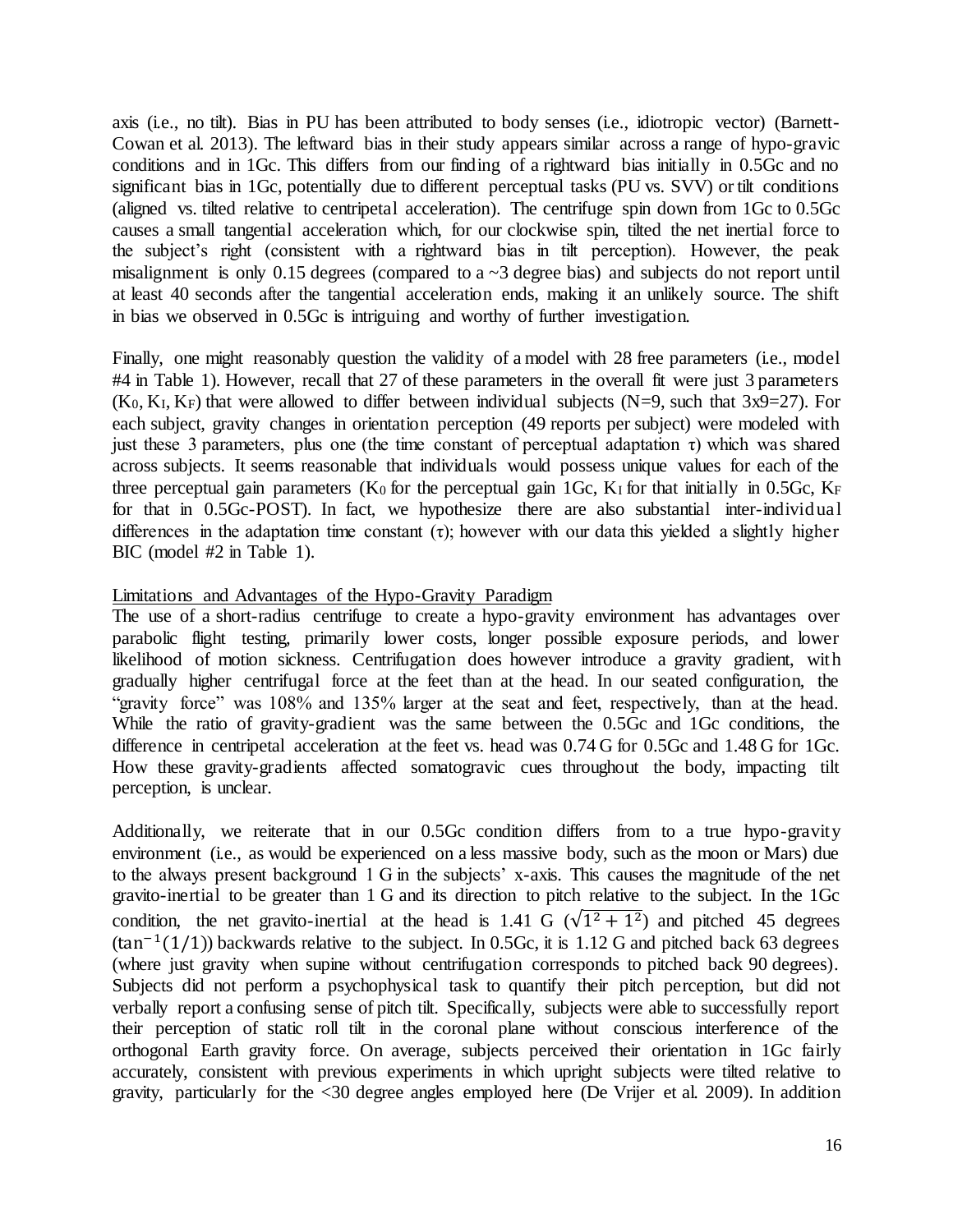axis (i.e., no tilt). Bias in PU has been attributed to body senses (i.e., idiotropic vector) (Barnett-Cowan et al. 2013). The leftward bias in their study appears similar across a range of hypo-gravic conditions and in 1Gc. This differs from our finding of a rightward bias initially in 0.5Gc and no significant bias in 1Gc, potentially due to different perceptual tasks (PU vs. SVV) or tilt conditions (aligned vs. tilted relative to centripetal acceleration). The centrifuge spin down from 1Gc to 0.5Gc causes a small tangential acceleration which, for our clockwise spin, tilted the net inertial force to the subject's right (consistent with a rightward bias in tilt perception). However, the peak misalignment is only 0.15 degrees (compared to a ~3 degree bias) and subjects do not report until at least 40 seconds after the tangential acceleration ends, making it an unlikely source. The shift in bias we observed in 0.5Gc is intriguing and worthy of further investigation.

Finally, one might reasonably question the validity of a model with 28 free parameters (i.e., model #4 in Table 1). However, recall that 27 of these parameters in the overall fit were just 3 parameters ($K_0$, $K_I$, $K_F$) that were allowed to differ between individual subjects (N=9, such that 3x9=27). For each subject, gravity changes in orientation perception (49 reports per subject) were modeled with just these 3 parameters, plus one (the time constant of perceptual adaptation $\tau$) which was shared across subjects. It seems reasonable that individuals would possess unique values for each of the three perceptual gain parameters ($K_0$ for the perceptual gain 1Gc, $K_I$ for that initially in 0.5Gc, $K_F$ for that in 0.5Gc-POST). In fact, we hypothesize there are also substantial inter-individual differences in the adaptation time constant ($\tau$); however with our data this yielded a slightly higher BIC (model #2 in Table 1).

<u>Limitations and Advantages of the Hypo-Gravity Paradigm</u>

The use of a short-radius centrifuge to create a hypo-gravity environment has advantages over parabolic flight testing, primarily lower costs, longer possible exposure periods, and lower likelihood of motion sickness. Centrifugation does however introduce a gravity gradient, with gradually higher centrifugal force at the feet than at the head. In our seated configuration, the "gravity force" was 108% and 135% larger at the seat and feet, respectively, than at the head. While the ratio of gravity-gradient was the same between the 0.5Gc and 1Gc conditions, the difference in centripetal acceleration at the feet vs. head was 0.74 G for 0.5Gc and 1.48 G for 1Gc. How these gravity-gradients affected somatogravic cues throughout the body, impacting tilt perception, is unclear.

Additionally, we reiterate that in our 0.5Gc condition differs from to a true hypo-gravity environment (i.e., as would be experienced on a less massive body, such as the moon or Mars) due to the always present background 1 G in the subjects' x-axis. This causes the magnitude of the net gravito-inertial to be greater than 1 G and its direction to pitch relative to the subject. In the 1Gc condition, the net gravito-inertial at the head is 1.41 G ($\sqrt{1^2 + 1^2}$) and pitched 45 degrees ($\tan^{-1}(1/1)$) backwards relative to the subject. In 0.5Gc, it is 1.12 G and pitched back 63 degrees (where just gravity when supine without centrifugation corresponds to pitched back 90 degrees). Subjects did not perform a psychophysical task to quantify their pitch perception, but did not verbally report a confusing sense of pitch tilt. Specifically, subjects were able to successfully report their perception of static roll tilt in the coronal plane without conscious interference of the orthogonal Earth gravity force. On average, subjects perceived their orientation in 1Gc fairly accurately, consistent with previous experiments in which upright subjects were tilted relative to gravity, particularly for the <30 degree angles employed here (De Vrijer et al. 2009). In addition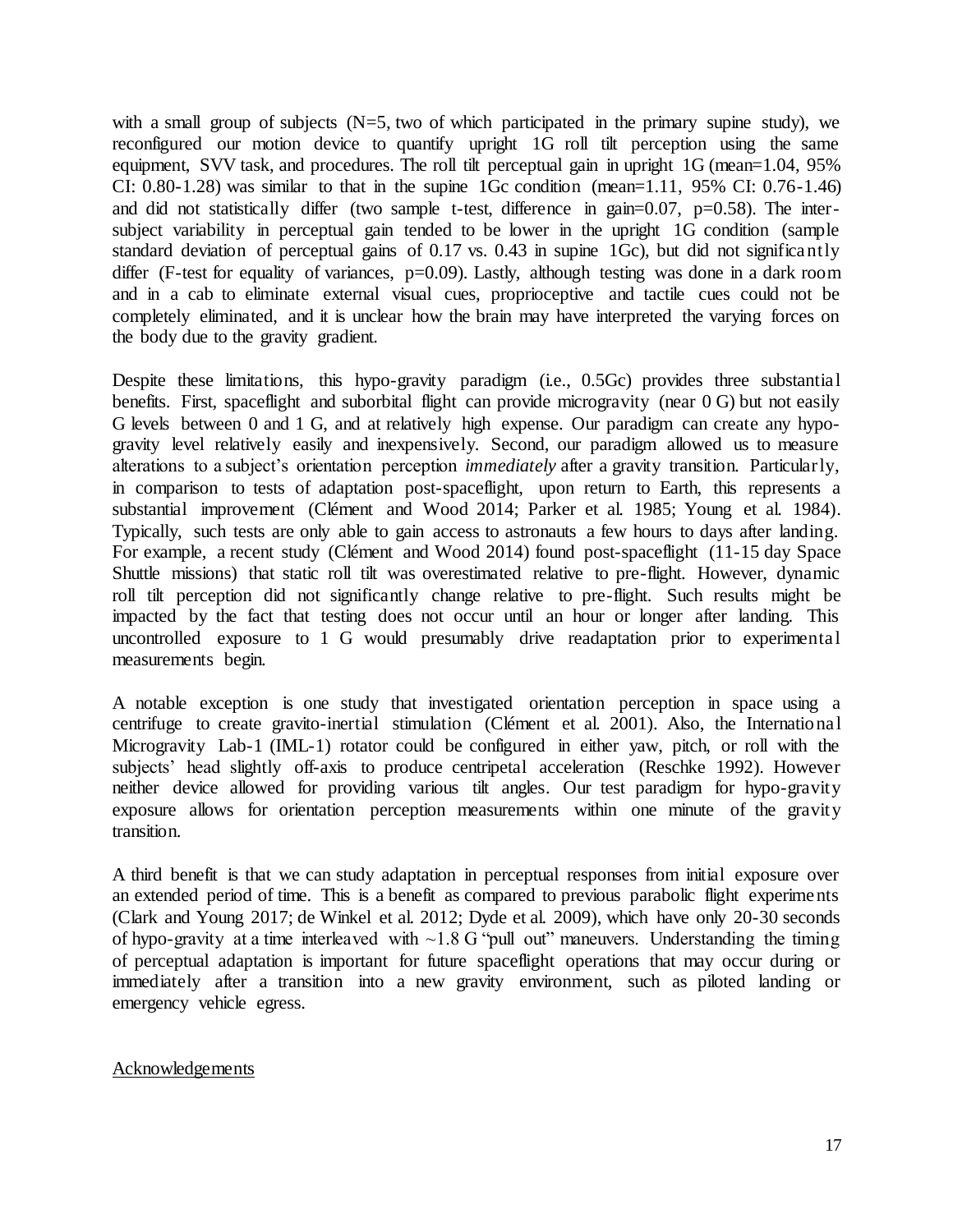with a small group of subjects (N=5, two of which participated in the primary supine study), we reconfigured our motion device to quantify upright 1G roll tilt perception using the same equipment, SVV task, and procedures. The roll tilt perceptual gain in upright 1G (mean=1.04, 95% CI: 0.80-1.28) was similar to that in the supine 1Gc condition (mean=1.11, 95% CI: 0.76-1.46) and did not statistically differ (two sample t-test, difference in gain=0.07, p=0.58). The inter-subject variability in perceptual gain tended to be lower in the upright 1G condition (sample standard deviation of perceptual gains of 0.17 vs. 0.43 in supine 1Gc), but did not significantly differ (F-test for equality of variances, p=0.09). Lastly, although testing was done in a dark room and in a cab to eliminate external visual cues, proprioceptive and tactile cues could not be completely eliminated, and it is unclear how the brain may have interpreted the varying forces on the body due to the gravity gradient.

Despite these limitations, this hypo-gravity paradigm (i.e., 0.5Gc) provides three substantial benefits. First, spaceflight and suborbital flight can provide microgravity (near 0 G) but not easily G levels between 0 and 1 G, and at relatively high expense. Our paradigm can create any hypo-gravity level relatively easily and inexpensively. Second, our paradigm allowed us to measure alterations to a subject's orientation perception *immediately* after a gravity transition. Particularly, in comparison to tests of adaptation post-spaceflight, upon return to Earth, this represents a substantial improvement (Clément and Wood 2014; Parker et al. 1985; Young et al. 1984). Typically, such tests are only able to gain access to astronauts a few hours to days after landing. For example, a recent study (Clément and Wood 2014) found post-spaceflight (11-15 day Space Shuttle missions) that static roll tilt was overestimated relative to pre-flight. However, dynamic roll tilt perception did not significantly change relative to pre-flight. Such results might be impacted by the fact that testing does not occur until an hour or longer after landing. This uncontrolled exposure to 1 G would presumably drive readaptation prior to experimental measurements begin.

A notable exception is one study that investigated orientation perception in space using a centrifuge to create gravito-inertial stimulation (Clément et al. 2001). Also, the International Microgravity Lab-1 (IML-1) rotator could be configured in either yaw, pitch, or roll with the subjects' head slightly off-axis to produce centripetal acceleration (Reschke 1992). However neither device allowed for providing various tilt angles. Our test paradigm for hypo-gravity exposure allows for orientation perception measurements within one minute of the gravity transition.

A third benefit is that we can study adaptation in perceptual responses from initial exposure over an extended period of time. This is a benefit as compared to previous parabolic flight experiments (Clark and Young 2017; de Winkel et al. 2012; Dyde et al. 2009), which have only 20-30 seconds of hypo-gravity at a time interleaved with ~1.8 G "pull out" maneuvers. Understanding the timing of perceptual adaptation is important for future spaceflight operations that may occur during or immediately after a transition into a new gravity environment, such as piloted landing or emergency vehicle egress.

Acknowledgements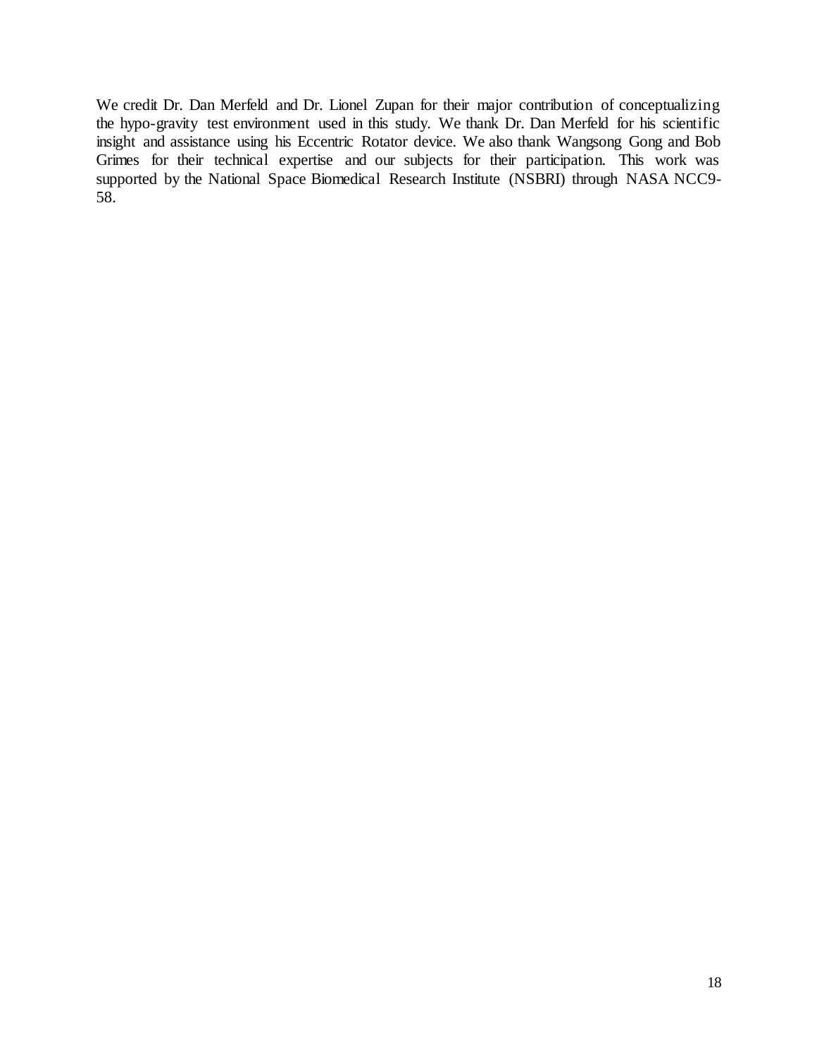We credit Dr. Dan Merfeld and Dr. Lionel Zupan for their major contribution of conceptualizing the hypo-gravity test environment used in this study. We thank Dr. Dan Merfeld for his scientific insight and assistance using his Eccentric Rotator device. We also thank Wangsong Gong and Bob Grimes for their technical expertise and our subjects for their participation. This work was supported by the National Space Biomedical Research Institute (NSBRI) through NASA NCC9-58.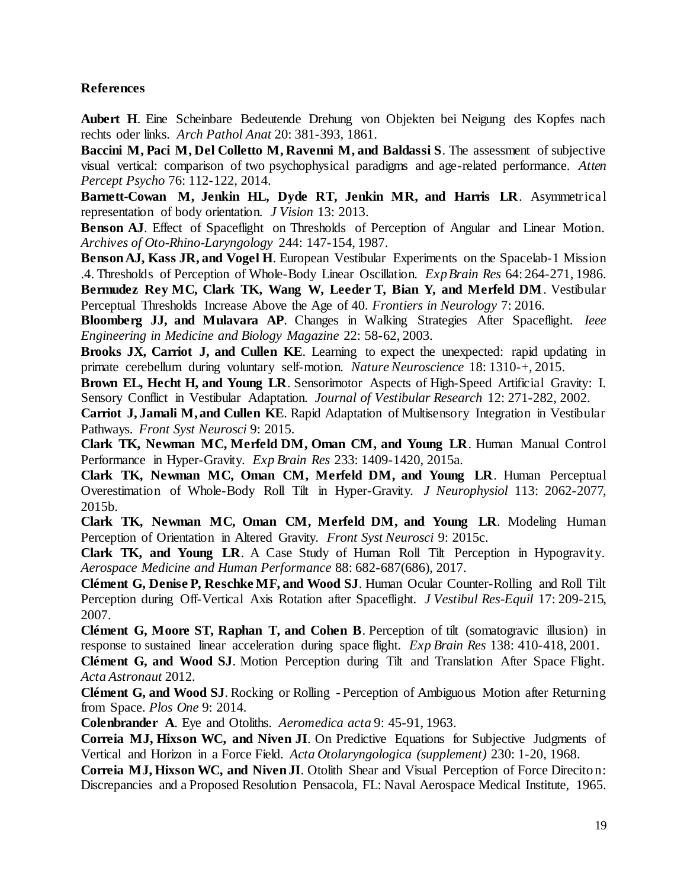**References**

**Aubert H**. Eine Scheinbare Bedeutende Drehung von Objekten bei Neigung des Kopfes nach rechts oder links. *Arch Pathol Anat* 20: 381-393, 1861.

**Baccini M, Paci M, Del Colletto M, Ravenni M, and Baldassi S**. The assessment of subjective visual vertical: comparison of two psychophysical paradigms and age-related performance. *Atten Percept Psycho* 76: 112-122, 2014.

**Barnett-Cowan M, Jenkin HL, Dyde RT, Jenkin MR, and Harris LR**. Asymmetrical representation of body orientation. *J Vision* 13: 2013.

**Benson AJ**. Effect of Spaceflight on Thresholds of Perception of Angular and Linear Motion. *Archives of Oto-Rhino-Laryngology* 244: 147-154, 1987.

**Benson AJ, Kass JR, and Vogel H**. European Vestibular Experiments on the Spacelab-1 Mission .4. Thresholds of Perception of Whole-Body Linear Oscillation. *Exp Brain Res* 64: 264-271, 1986.

**Bermudez Rey MC, Clark TK, Wang W, Leeder T, Bian Y, and Merfeld DM**. Vestibular Perceptual Thresholds Increase Above the Age of 40. *Frontiers in Neurology* 7: 2016.

**Bloomberg JJ, and Mulavara AP**. Changes in Walking Strategies After Spaceflight. *Ieee Engineering in Medicine and Biology Magazine* 22: 58-62, 2003.

**Brooks JX, Carriot J, and Cullen KE**. Learning to expect the unexpected: rapid updating in primate cerebellum during voluntary self-motion. *Nature Neuroscience* 18: 1310-+, 2015.

**Brown EL, Hecht H, and Young LR**. Sensorimotor Aspects of High-Speed Artificial Gravity: I. Sensory Conflict in Vestibular Adaptation. *Journal of Vestibular Research* 12: 271-282, 2002.

**Carriot J, Jamali M, and Cullen KE**. Rapid Adaptation of Multisensory Integration in Vestibular Pathways. *Front Syst Neurosci* 9: 2015.

**Clark TK, Newman MC, Merfeld DM, Oman CM, and Young LR**. Human Manual Control Performance in Hyper-Gravity. *Exp Brain Res* 233: 1409-1420, 2015a.

**Clark TK, Newman MC, Oman CM, Merfeld DM, and Young LR**. Human Perceptual Overestimation of Whole-Body Roll Tilt in Hyper-Gravity. *J Neurophysiol* 113: 2062-2077, 2015b.

**Clark TK, Newman MC, Oman CM, Merfeld DM, and Young LR**. Modeling Human Perception of Orientation in Altered Gravity. *Front Syst Neurosci* 9: 2015c.

**Clark TK, and Young LR**. A Case Study of Human Roll Tilt Perception in Hypogravity. *Aerospace Medicine and Human Performance* 88: 682-687(686), 2017.

**Clément G, Denise P, Reschke MF, and Wood SJ**. Human Ocular Counter-Rolling and Roll Tilt Perception during Off-Vertical Axis Rotation after Spaceflight. *J Vestibul Res-Equil* 17: 209-215, 2007.

**Clément G, Moore ST, Raphan T, and Cohen B**. Perception of tilt (somatogravic illusion) in response to sustained linear acceleration during space flight. *Exp Brain Res* 138: 410-418, 2001.

**Clément G, and Wood SJ**. Motion Perception during Tilt and Translation After Space Flight. *Acta Astronaut* 2012.

**Clément G, and Wood SJ**. Rocking or Rolling - Perception of Ambiguous Motion after Returning from Space. *Plos One* 9: 2014.

**Colenbrander A**. Eye and Otoliths. *Aeromedica acta* 9: 45-91, 1963.

**Correia MJ, Hixson WC, and Niven JI**. On Predictive Equations for Subjective Judgments of Vertical and Horizon in a Force Field. *Acta Otolaryngologica (supplement)* 230: 1-20, 1968.

**Correia MJ, Hixson WC, and Niven JI**. Otolith Shear and Visual Perception of Force Direciton: Discrepancies and a Proposed Resolution Pensacola, FL: Naval Aerospace Medical Institute, 1965.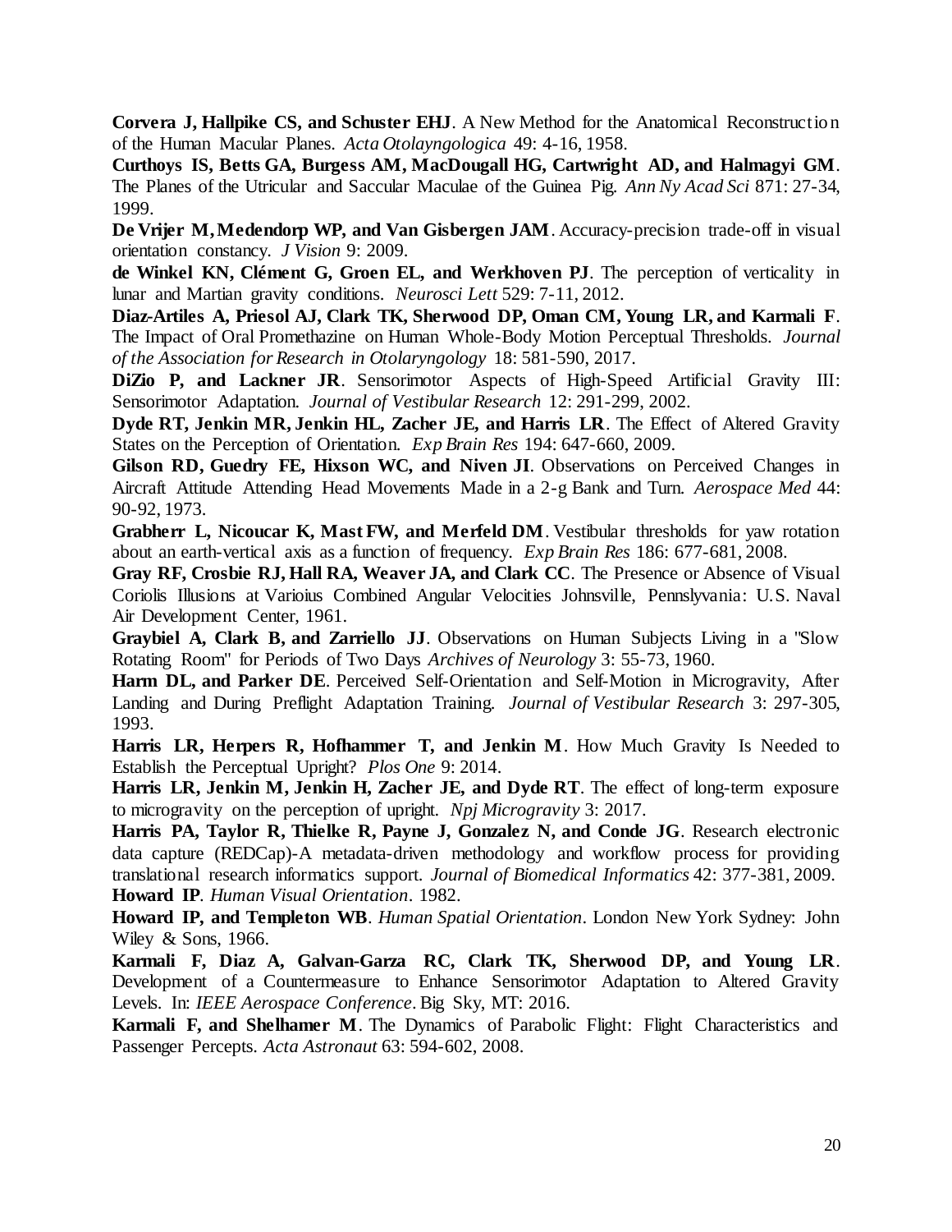**Corvera J, Hallpike CS, and Schuster EHJ**. A New Method for the Anatomical Reconstruction of the Human Macular Planes. *Acta Otolayngologica* 49: 4-16, 1958.

**Curthoys IS, Betts GA, Burgess AM, MacDougall HG, Cartwright AD, and Halmagyi GM**. The Planes of the Utricular and Saccular Maculae of the Guinea Pig. *Ann Ny Acad Sci* 871: 27-34, 1999.

**De Vrijer M, Medendorp WP, and Van Gisbergen JAM**. Accuracy-precision trade-off in visual orientation constancy. *J Vision* 9: 2009.

**de Winkel KN, Clément G, Groen EL, and Werkhoven PJ**. The perception of verticality in lunar and Martian gravity conditions. *Neurosci Lett* 529: 7-11, 2012.

**Diaz-Artiles A, Priesol AJ, Clark TK, Sherwood DP, Oman CM, Young LR, and Karmali F**. The Impact of Oral Promethazine on Human Whole-Body Motion Perceptual Thresholds. *Journal of the Association for Research in Otolaryngology* 18: 581-590, 2017.

**DiZio P, and Lackner JR**. Sensorimotor Aspects of High-Speed Artificial Gravity III: Sensorimotor Adaptation. *Journal of Vestibular Research* 12: 291-299, 2002.

**Dyde RT, Jenkin MR, Jenkin HL, Zacher JE, and Harris LR**. The Effect of Altered Gravity States on the Perception of Orientation. *Exp Brain Res* 194: 647-660, 2009.

**Gilson RD, Guedry FE, Hixson WC, and Niven JI**. Observations on Perceived Changes in Aircraft Attitude Attending Head Movements Made in a 2-g Bank and Turn. *Aerospace Med* 44: 90-92, 1973.

**Grabherr L, Nicoucar K, Mast FW, and Merfeld DM**. Vestibular thresholds for yaw rotation about an earth-vertical axis as a function of frequency. *Exp Brain Res* 186: 677-681, 2008.

**Gray RF, Crosbie RJ, Hall RA, Weaver JA, and Clark CC**. The Presence or Absence of Visual Coriolis Illusions at Varioius Combined Angular Velocities Johnsville, Pennslyvania: U.S. Naval Air Development Center, 1961.

**Graybiel A, Clark B, and Zarriello JJ**. Observations on Human Subjects Living in a "Slow Rotating Room" for Periods of Two Days *Archives of Neurology* 3: 55-73, 1960.

**Harm DL, and Parker DE**. Perceived Self-Orientation and Self-Motion in Microgravity, After Landing and During Preflight Adaptation Training. *Journal of Vestibular Research* 3: 297-305, 1993.

**Harris LR, Herpers R, Hofhammer T, and Jenkin M**. How Much Gravity Is Needed to Establish the Perceptual Upright? *Plos One* 9: 2014.

**Harris LR, Jenkin M, Jenkin H, Zacher JE, and Dyde RT**. The effect of long-term exposure to microgravity on the perception of upright. *Npj Microgravity* 3: 2017.

**Harris PA, Taylor R, Thielke R, Payne J, Gonzalez N, and Conde JG**. Research electronic data capture (REDCap)-A metadata-driven methodology and workflow process for providing translational research informatics support. *Journal of Biomedical Informatics* 42: 377-381, 2009.

**Howard IP**. *Human Visual Orientation*. 1982.

**Howard IP, and Templeton WB**. *Human Spatial Orientation*. London New York Sydney: John Wiley & Sons, 1966.

**Karmali F, Diaz A, Galvan-Garza RC, Clark TK, Sherwood DP, and Young LR**. Development of a Countermeasure to Enhance Sensorimotor Adaptation to Altered Gravity Levels. In: *IEEE Aerospace Conference*. Big Sky, MT: 2016.

**Karmali F, and Shelhamer M**. The Dynamics of Parabolic Flight: Flight Characteristics and Passenger Percepts. *Acta Astronaut* 63: 594-602, 2008.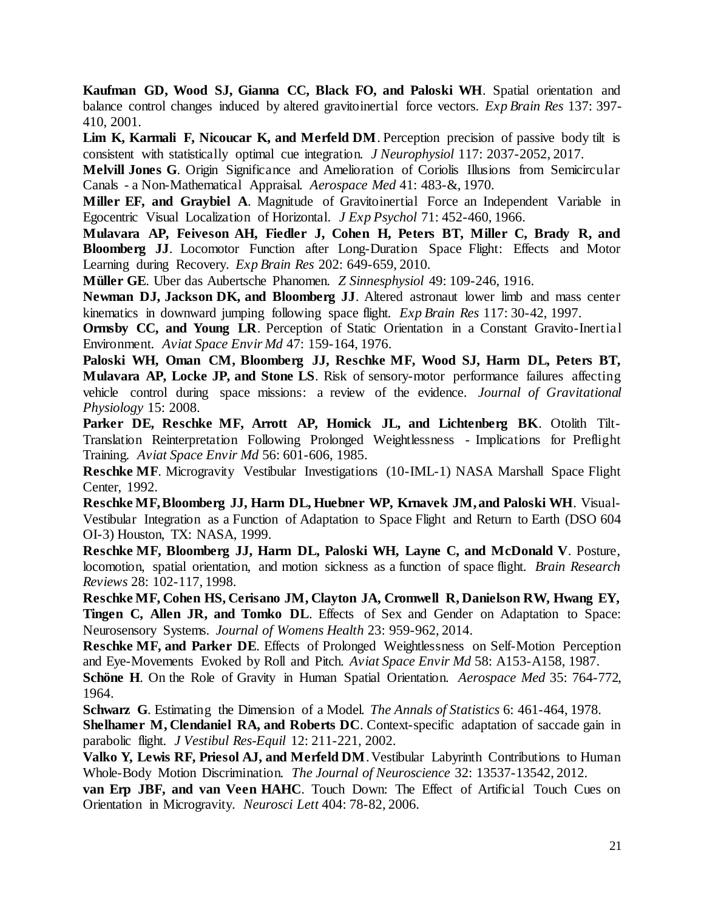**Kaufman GD, Wood SJ, Gianna CC, Black FO, and Paloski WH**. Spatial orientation and balance control changes induced by altered gravitoinertial force vectors. *Exp Brain Res* 137: 397-410, 2001.

**Lim K, Karmali F, Nicoucar K, and Merfeld DM**. Perception precision of passive body tilt is consistent with statistically optimal cue integration. *J Neurophysiol* 117: 2037-2052, 2017.

**Melvill Jones G**. Origin Significance and Amelioration of Coriolis Illusions from Semicircular Canals - a Non-Mathematical Appraisal. *Aerospace Med* 41: 483-&, 1970.

**Miller EF, and Graybiel A**. Magnitude of Gravitoinertial Force an Independent Variable in Egocentric Visual Localization of Horizontal. *J Exp Psychol* 71: 452-460, 1966.

**Mulavara AP, Feiveson AH, Fiedler J, Cohen H, Peters BT, Miller C, Brady R, and Bloomberg JJ**. Locomotor Function after Long-Duration Space Flight: Effects and Motor Learning during Recovery. *Exp Brain Res* 202: 649-659, 2010.

**Müller GE**. Uber das Aubertsche Phanomen. *Z Sinnesphysiol* 49: 109-246, 1916.

**Newman DJ, Jackson DK, and Bloomberg JJ**. Altered astronaut lower limb and mass center kinematics in downward jumping following space flight. *Exp Brain Res* 117: 30-42, 1997.

**Ormsby CC, and Young LR**. Perception of Static Orientation in a Constant Gravito-Inertial Environment. *Aviat Space Envir Md* 47: 159-164, 1976.

**Paloski WH, Oman CM, Bloomberg JJ, Reschke MF, Wood SJ, Harm DL, Peters BT, Mulavara AP, Locke JP, and Stone LS**. Risk of sensory-motor performance failures affecting vehicle control during space missions: a review of the evidence. *Journal of Gravitational Physiology* 15: 2008.

**Parker DE, Reschke MF, Arrott AP, Homick JL, and Lichtenberg BK**. Otolith Tilt-Translation Reinterpretation Following Prolonged Weightlessness - Implications for Preflight Training. *Aviat Space Envir Md* 56: 601-606, 1985.

**Reschke MF**. Microgravity Vestibular Investigations (10-IML-1) NASA Marshall Space Flight Center, 1992.

**Reschke MF, Bloomberg JJ, Harm DL, Huebner WP, Krnavek JM, and Paloski WH**. Visual-Vestibular Integration as a Function of Adaptation to Space Flight and Return to Earth (DSO 604 OI-3) Houston, TX: NASA, 1999.

**Reschke MF, Bloomberg JJ, Harm DL, Paloski WH, Layne C, and McDonald V**. Posture, locomotion, spatial orientation, and motion sickness as a function of space flight. *Brain Research Reviews* 28: 102-117, 1998.

**Reschke MF, Cohen HS, Cerisano JM, Clayton JA, Cromwell R, Danielson RW, Hwang EY, Tingen C, Allen JR, and Tomko DL**. Effects of Sex and Gender on Adaptation to Space: Neurosensory Systems. *Journal of Womens Health* 23: 959-962, 2014.

**Reschke MF, and Parker DE**. Effects of Prolonged Weightlessness on Self-Motion Perception and Eye-Movements Evoked by Roll and Pitch. *Aviat Space Envir Md* 58: A153-A158, 1987.

**Schöne H**. On the Role of Gravity in Human Spatial Orientation. *Aerospace Med* 35: 764-772, 1964.

**Schwarz G**. Estimating the Dimension of a Model. *The Annals of Statistics* 6: 461-464, 1978.

**Shelhamer M, Clendaniel RA, and Roberts DC**. Context-specific adaptation of saccade gain in parabolic flight. *J Vestibul Res-Equil* 12: 211-221, 2002.

**Valko Y, Lewis RF, Priesol AJ, and Merfeld DM**. Vestibular Labyrinth Contributions to Human Whole-Body Motion Discrimination. *The Journal of Neuroscience* 32: 13537-13542, 2012.

**van Erp JBF, and van Veen HAHC**. Touch Down: The Effect of Artificial Touch Cues on Orientation in Microgravity. *Neurosci Lett* 404: 78-82, 2006.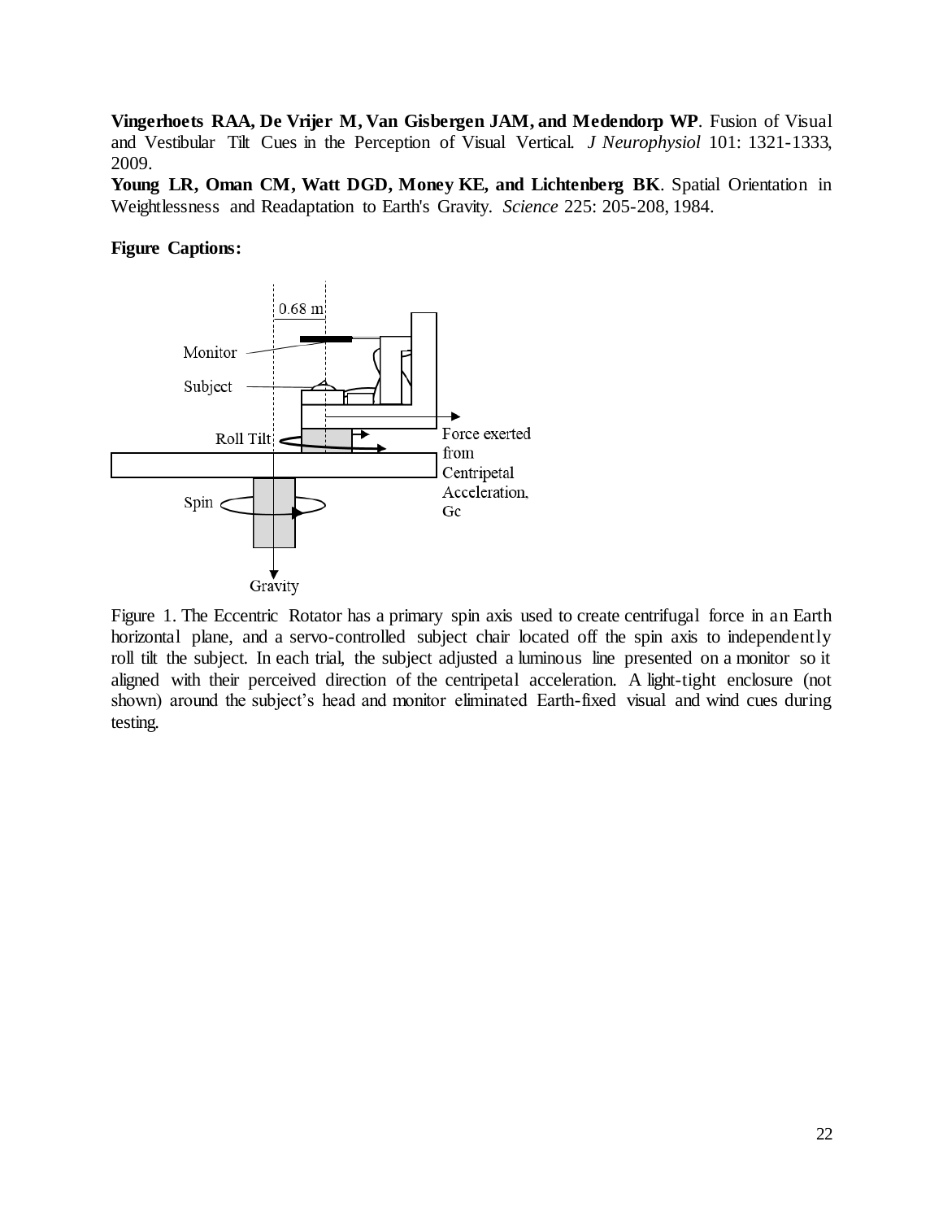**Vingerhoets RAA, De Vrijer M, Van Gisbergen JAM, and Medendorp WP**. Fusion of Visual and Vestibular Tilt Cues in the Perception of Visual Vertical. *J Neurophysiol* 101: 1321-1333, 2009.

**Young LR, Oman CM, Watt DGD, Money KE, and Lichtenberg BK**. Spatial Orientation in Weightlessness and Readaptation to Earth's Gravity. *Science* 225: 205-208, 1984.

**Figure Captions:**

Figure 1. The Eccentric Rotator has a primary spin axis used to create centrifugal force in an Earth horizontal plane, and a servo-controlled subject chair located off the spin axis to independently roll tilt the subject. In each trial, the subject adjusted a luminous line presented on a monitor so it aligned with their perceived direction of the centripetal acceleration. A light-tight enclosure (not shown) around the subject's head and monitor eliminated Earth-fixed visual and wind cues during testing.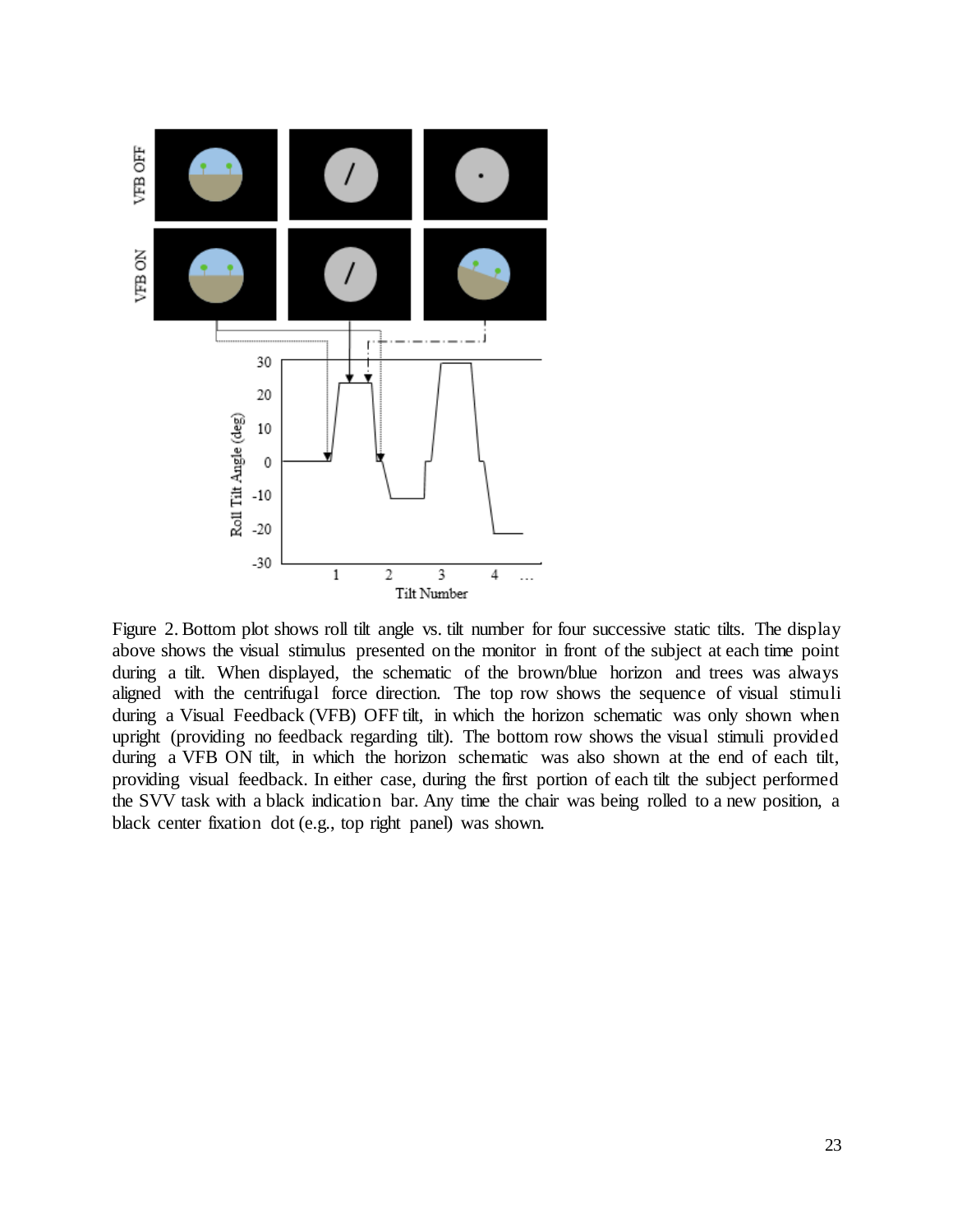Figure 2. Bottom plot shows roll tilt angle vs. tilt number for four successive static tilts. The display above shows the visual stimulus presented on the monitor in front of the subject at each time point during a tilt. When displayed, the schematic of the brown/blue horizon and trees was always aligned with the centrifugal force direction. The top row shows the sequence of visual stimuli during a Visual Feedback (VFB) OFF tilt, in which the horizon schematic was only shown when upright (providing no feedback regarding tilt). The bottom row shows the visual stimuli provided during a VFB ON tilt, in which the horizon schematic was also shown at the end of each tilt, providing visual feedback. In either case, during the first portion of each tilt the subject performed the SVV task with a black indication bar. Any time the chair was being rolled to a new position, a black center fixation dot (e.g., top right panel) was shown.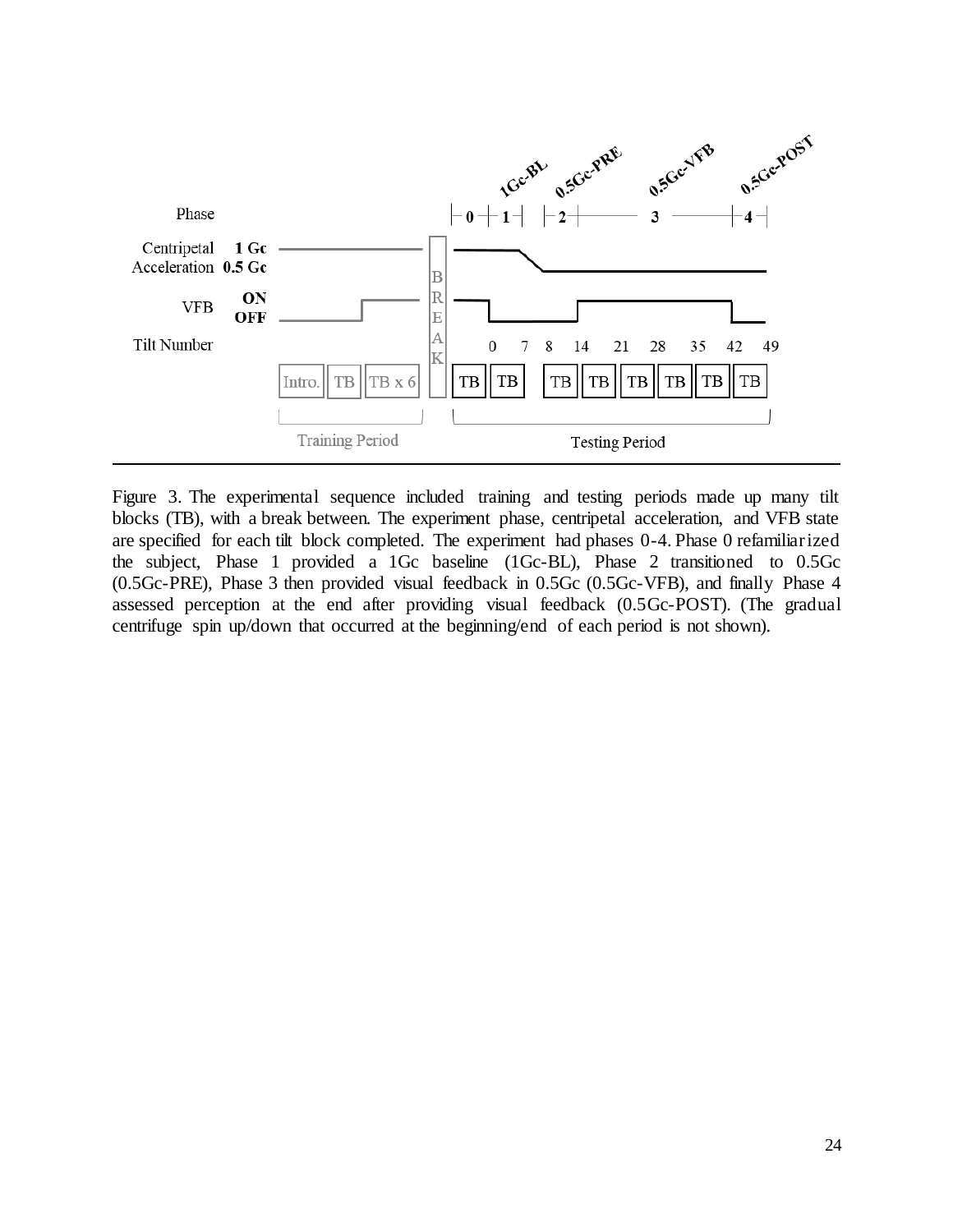Figure 3. The experimental sequence included training and testing periods made up many tilt blocks (TB), with a break between. The experiment phase, centripetal acceleration, and VFB state are specified for each tilt block completed. The experiment had phases 0-4. Phase 0 refamiliarized the subject, Phase 1 provided a 1Gc baseline (1Gc-BL), Phase 2 transitioned to 0.5Gc (0.5Gc-PRE), Phase 3 then provided visual feedback in 0.5Gc (0.5Gc-VFB), and finally Phase 4 assessed perception at the end after providing visual feedback (0.5Gc-POST). (The gradual centrifuge spin up/down that occurred at the beginning/end of each period is not shown).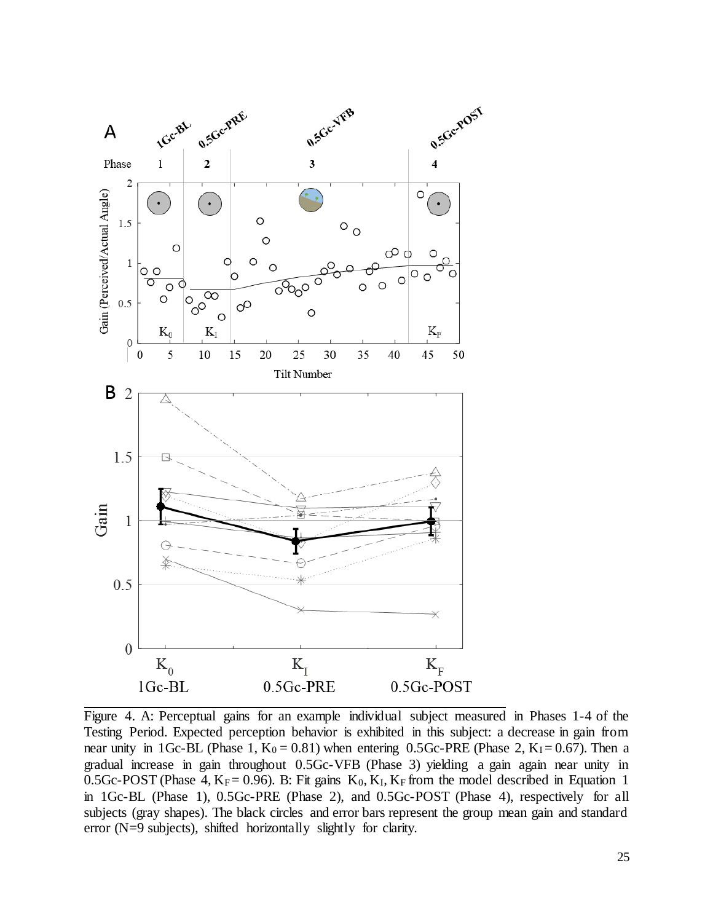Figure 4. A: Perceptual gains for an example individual subject measured in Phases 1-4 of the Testing Period. Expected perception behavior is exhibited in this subject: a decrease in gain from near unity in 1Gc-BL (Phase 1, $K_0 = 0.81$) when entering 0.5Gc-PRE (Phase 2, $K_I = 0.67$). Then a gradual increase in gain throughout 0.5Gc-VFB (Phase 3) yielding a gain again near unity in 0.5Gc-POST (Phase 4, $K_F = 0.96$). B: Fit gains $K_0$, $K_I$, $K_F$ from the model described in Equation 1 in 1Gc-BL (Phase 1), 0.5Gc-PRE (Phase 2), and 0.5Gc-POST (Phase 4), respectively for all subjects (gray shapes). The black circles and error bars represent the group mean gain and standard error (N=9 subjects), shifted horizontally slightly for clarity.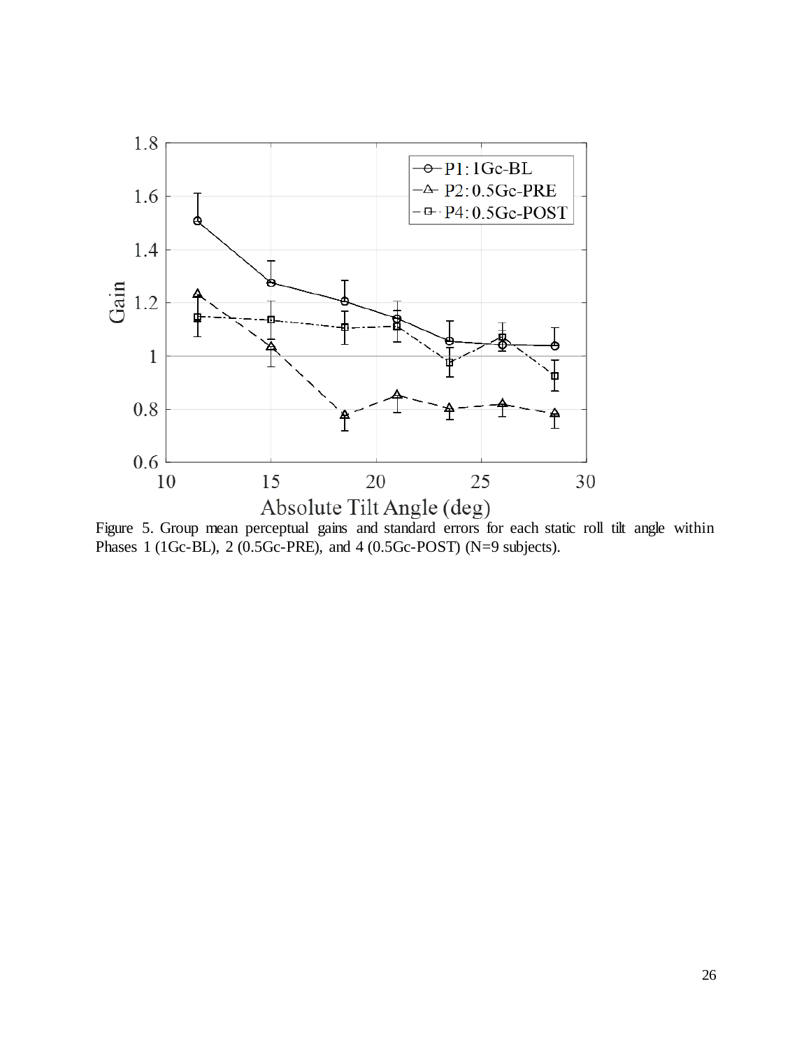1.8
1.6
1.4
1.2
1
0.8
0.6

Gain

10
15
20
25
30

Absolute Tilt Angle (deg)

P1: 1Gc-BL
P2: 0.5Gc-PRE
P4: 0.5Gc-POST

Figure 5. Group mean perceptual gains and standard errors for each static roll tilt angle within Phases 1 (1Gc-BL), 2 (0.5Gc-PRE), and 4 (0.5Gc-POST) (N=9 subjects).